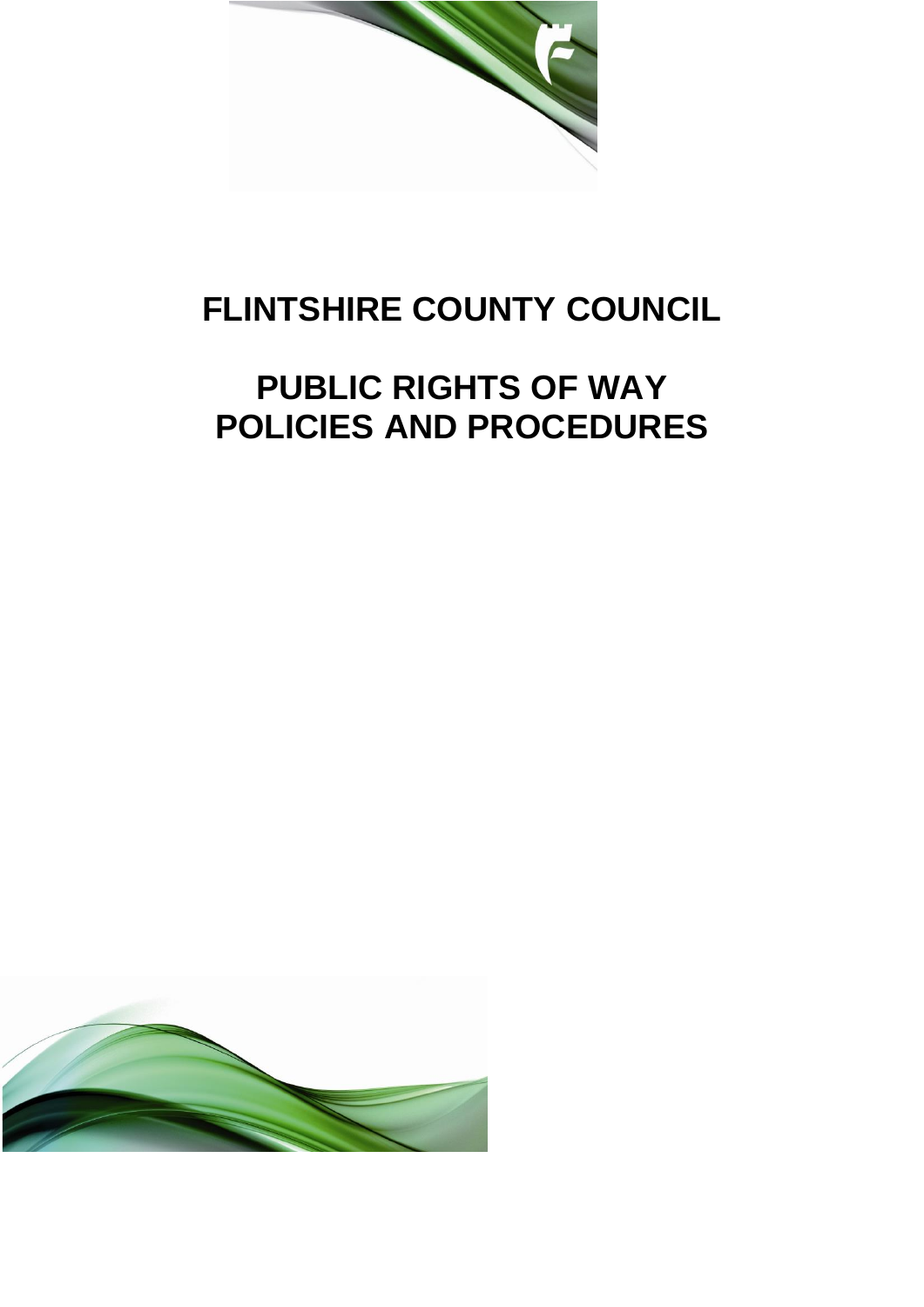# FLINTSHIRE COUNTY COUNCIL

# PUBLIC RIGHTS OF WAY POLICIES AND PROCEDURES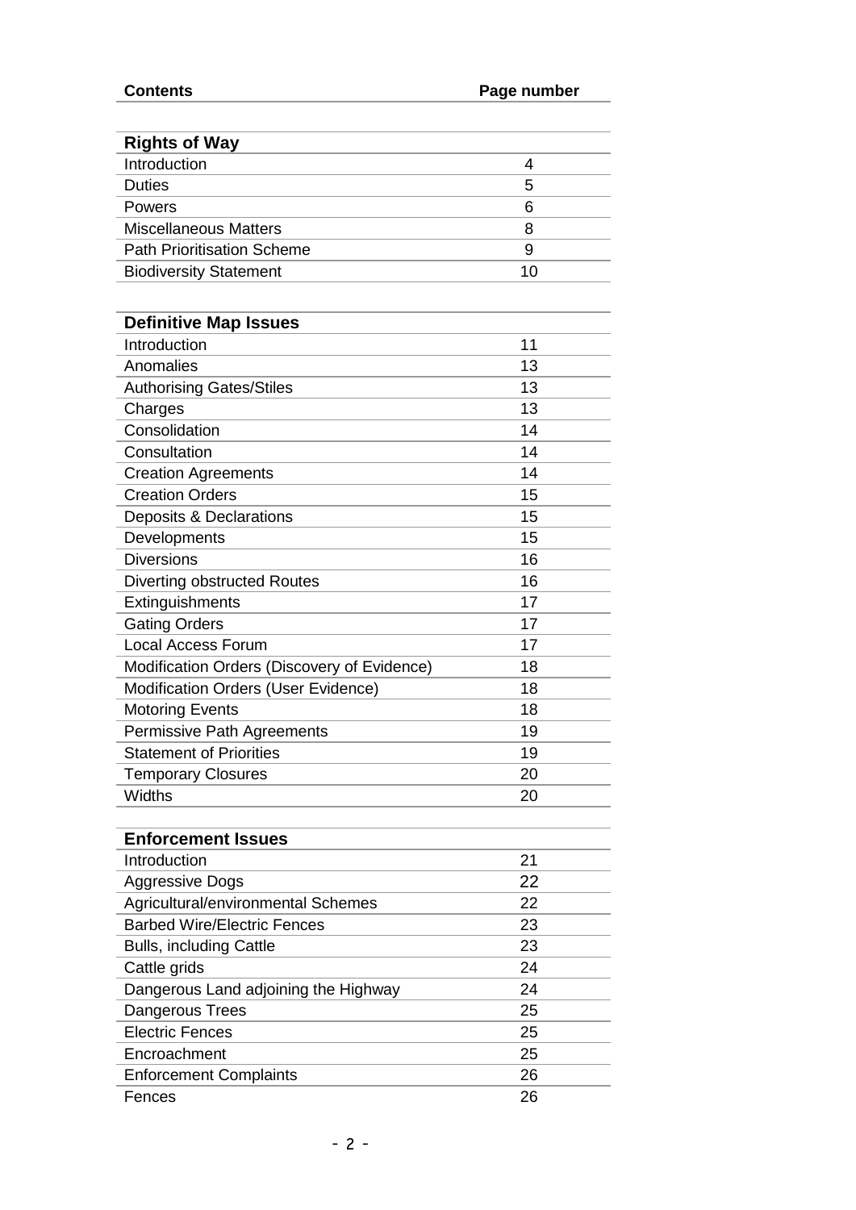| Contents | Page number |
|---|---|
| **Rights of Way** | |
| Introduction | 4 |
| Duties | 5 |
| Powers | 6 |
| Miscellaneous Matters | 8 |
| Path Prioritisation Scheme | 9 |
| Biodiversity Statement | 10 |
| **Definitive Map Issues** | |
| Introduction | 11 |
| Anomalies | 13 |
| Authorising Gates/Stiles | 13 |
| Charges | 13 |
| Consolidation | 14 |
| Consultation | 14 |
| Creation Agreements | 14 |
| Creation Orders | 15 |
| Deposits & Declarations | 15 |
| Developments | 15 |
| Diversions | 16 |
| Diverting obstructed Routes | 16 |
| Extinguishments | 17 |
| Gating Orders | 17 |
| Local Access Forum | 17 |
| Modification Orders (Discovery of Evidence) | 18 |
| Modification Orders (User Evidence) | 18 |
| Motoring Events | 18 |
| Permissive Path Agreements | 19 |
| Statement of Priorities | 19 |
| Temporary Closures | 20 |
| Widths | 20 |
| **Enforcement Issues** | |
| Introduction | 21 |
| Aggressive Dogs | 22 |
| Agricultural/environmental Schemes | 22 |
| Barbed Wire/Electric Fences | 23 |
| Bulls, including Cattle | 23 |
| Cattle grids | 24 |
| Dangerous Land adjoining the Highway | 24 |
| Dangerous Trees | 25 |
| Electric Fences | 25 |
| Encroachment | 25 |
| Enforcement Complaints | 26 |
| Fences | 26 |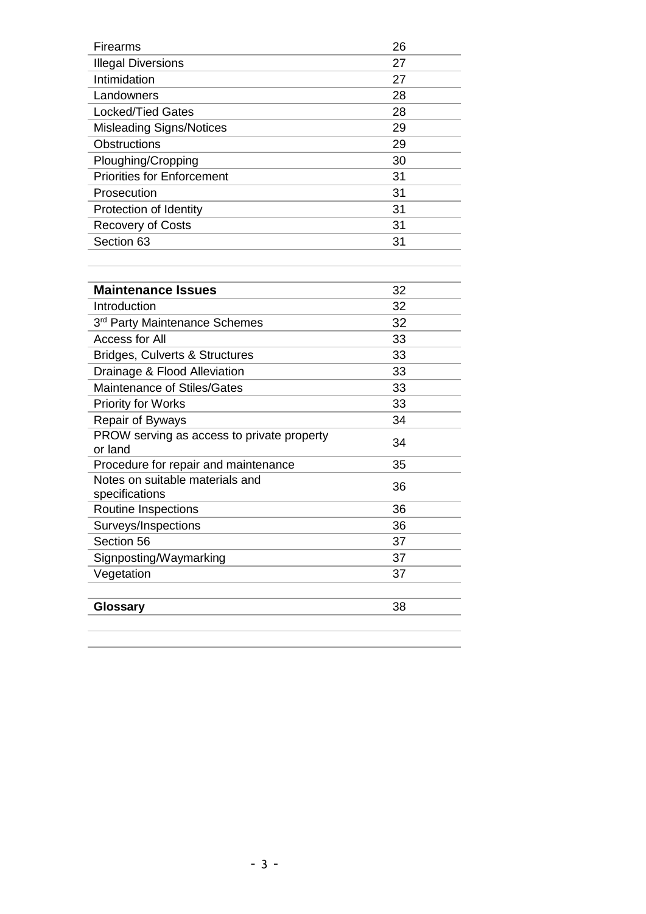| | |
|---|---|
| Firearms | 26 |
| Illegal Diversions | 27 |
| Intimidation | 27 |
| Landowners | 28 |
| Locked/Tied Gates | 28 |
| Misleading Signs/Notices | 29 |
| Obstructions | 29 |
| Ploughing/Cropping | 30 |
| Priorities for Enforcement | 31 |
| Prosecution | 31 |
| Protection of Identity | 31 |
| Recovery of Costs | 31 |
| Section 63 | 31 |

| | |
|---|---|
| **Maintenance Issues** | 32 |
| Introduction | 32 |
| 3rd Party Maintenance Schemes | 32 |
| Access for All | 33 |
| Bridges, Culverts & Structures | 33 |
| Drainage & Flood Alleviation | 33 |
| Maintenance of Stiles/Gates | 33 |
| Priority for Works | 33 |
| Repair of Byways | 34 |
| PROW serving as access to private property or land | 34 |
| Procedure for repair and maintenance | 35 |
| Notes on suitable materials and specifications | 36 |
| Routine Inspections | 36 |
| Surveys/Inspections | 36 |
| Section 56 | 37 |
| Signposting/Waymarking | 37 |
| Vegetation | 37 |
| | |
| **Glossary** | 38 |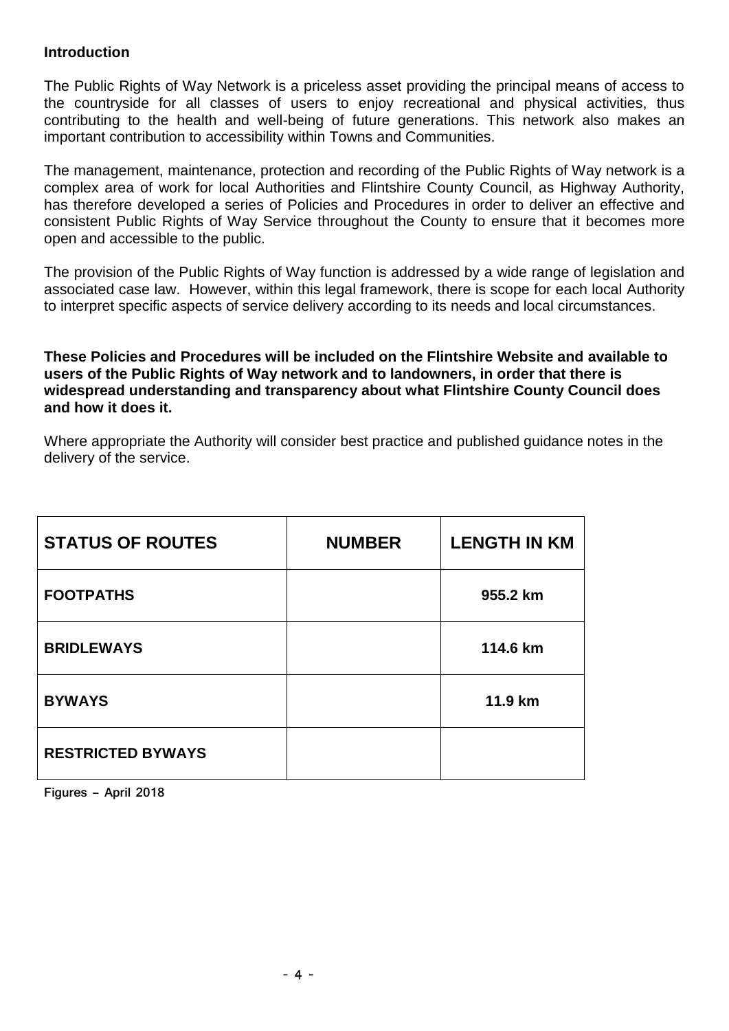**Introduction**

The Public Rights of Way Network is a priceless asset providing the principal means of access to the countryside for all classes of users to enjoy recreational and physical activities, thus contributing to the health and well-being of future generations. This network also makes an important contribution to accessibility within Towns and Communities.

The management, maintenance, protection and recording of the Public Rights of Way network is a complex area of work for local Authorities and Flintshire County Council, as Highway Authority, has therefore developed a series of Policies and Procedures in order to deliver an effective and consistent Public Rights of Way Service throughout the County to ensure that it becomes more open and accessible to the public.

The provision of the Public Rights of Way function is addressed by a wide range of legislation and associated case law. However, within this legal framework, there is scope for each local Authority to interpret specific aspects of service delivery according to its needs and local circumstances.

**These Policies and Procedures will be included on the Flintshire Website and available to users of the Public Rights of Way network and to landowners, in order that there is widespread understanding and transparency about what Flintshire County Council does and how it does it.**

Where appropriate the Authority will consider best practice and published guidance notes in the delivery of the service.

| STATUS OF ROUTES | NUMBER | LENGTH IN KM |
|---|---|---|
| FOOTPATHS | | 955.2 km |
| BRIDLEWAYS | | 114.6 km |
| BYWAYS | | 11.9 km |
| RESTRICTED BYWAYS | | |

Figures – April 2018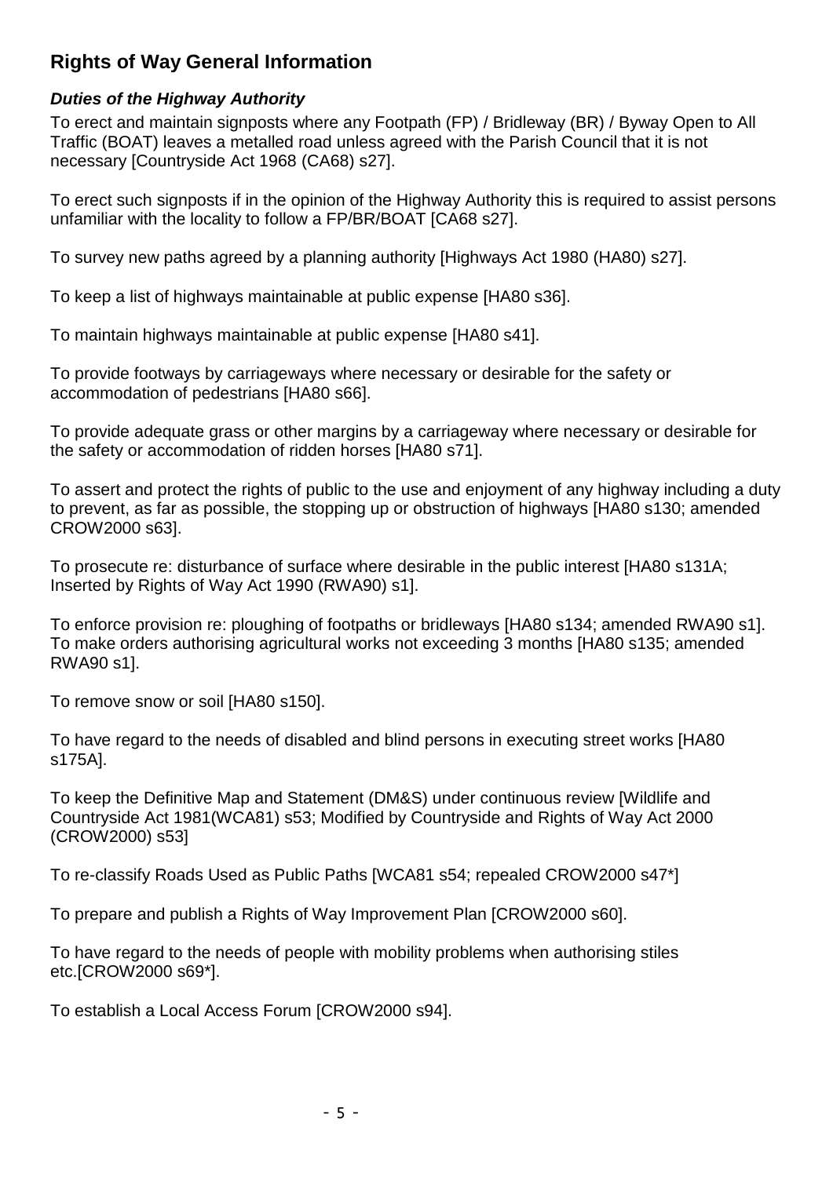## Rights of Way General Information

### ***Duties of the Highway Authority***

To erect and maintain signposts where any Footpath (FP) / Bridleway (BR) / Byway Open to All Traffic (BOAT) leaves a metalled road unless agreed with the Parish Council that it is not necessary [Countryside Act 1968 (CA68) s27].

To erect such signposts if in the opinion of the Highway Authority this is required to assist persons unfamiliar with the locality to follow a FP/BR/BOAT [CA68 s27].

To survey new paths agreed by a planning authority [Highways Act 1980 (HA80) s27].

To keep a list of highways maintainable at public expense [HA80 s36].

To maintain highways maintainable at public expense [HA80 s41].

To provide footways by carriageways where necessary or desirable for the safety or accommodation of pedestrians [HA80 s66].

To provide adequate grass or other margins by a carriageway where necessary or desirable for the safety or accommodation of ridden horses [HA80 s71].

To assert and protect the rights of public to the use and enjoyment of any highway including a duty to prevent, as far as possible, the stopping up or obstruction of highways [HA80 s130; amended CROW2000 s63].

To prosecute re: disturbance of surface where desirable in the public interest [HA80 s131A; Inserted by Rights of Way Act 1990 (RWA90) s1].

To enforce provision re: ploughing of footpaths or bridleways [HA80 s134; amended RWA90 s1]. To make orders authorising agricultural works not exceeding 3 months [HA80 s135; amended RWA90 s1].

To remove snow or soil [HA80 s150].

To have regard to the needs of disabled and blind persons in executing street works [HA80 s175A].

To keep the Definitive Map and Statement (DM&S) under continuous review [Wildlife and Countryside Act 1981(WCA81) s53; Modified by Countryside and Rights of Way Act 2000 (CROW2000) s53]

To re-classify Roads Used as Public Paths [WCA81 s54; repealed CROW2000 s47*]

To prepare and publish a Rights of Way Improvement Plan [CROW2000 s60].

To have regard to the needs of people with mobility problems when authorising stiles etc.[CROW2000 s69*].

To establish a Local Access Forum [CROW2000 s94].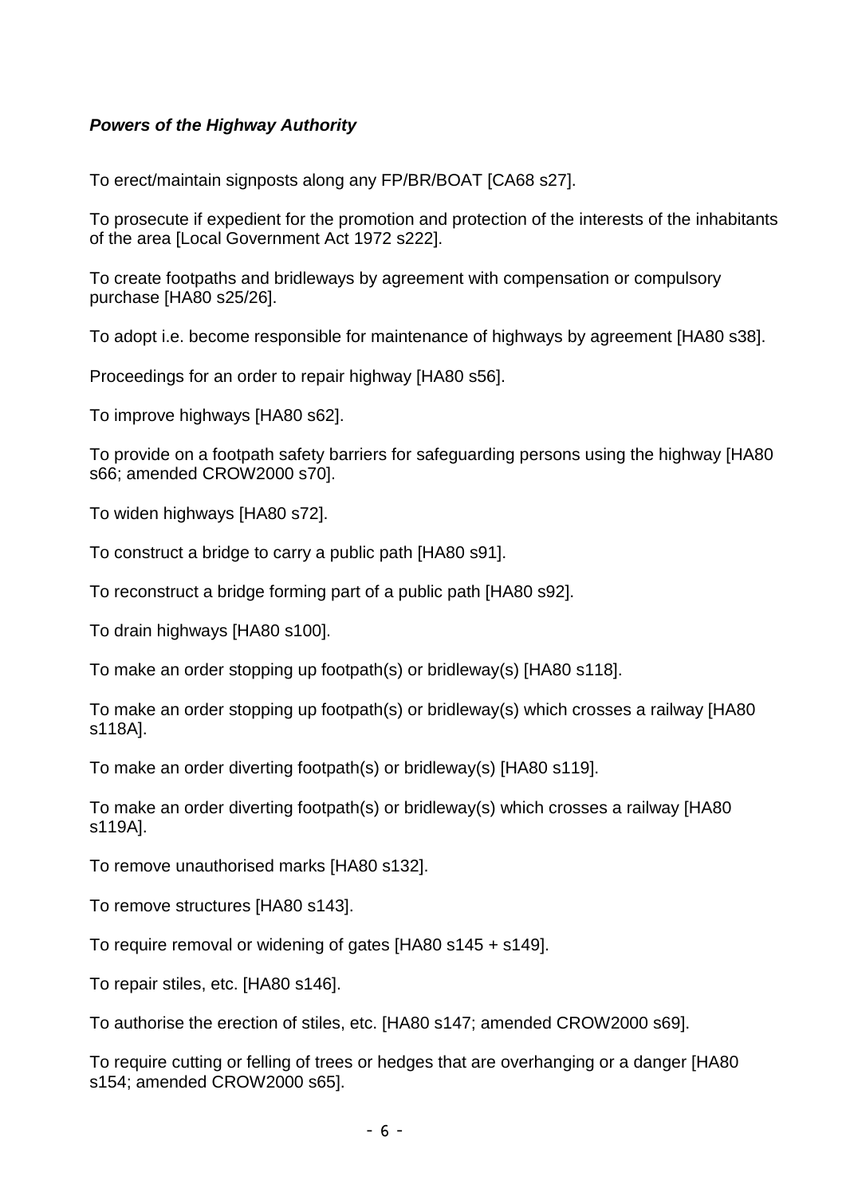***Powers of the Highway Authority***

To erect/maintain signposts along any FP/BR/BOAT [CA68 s27].

To prosecute if expedient for the promotion and protection of the interests of the inhabitants of the area [Local Government Act 1972 s222].

To create footpaths and bridleways by agreement with compensation or compulsory purchase [HA80 s25/26].

To adopt i.e. become responsible for maintenance of highways by agreement [HA80 s38].

Proceedings for an order to repair highway [HA80 s56].

To improve highways [HA80 s62].

To provide on a footpath safety barriers for safeguarding persons using the highway [HA80 s66; amended CROW2000 s70].

To widen highways [HA80 s72].

To construct a bridge to carry a public path [HA80 s91].

To reconstruct a bridge forming part of a public path [HA80 s92].

To drain highways [HA80 s100].

To make an order stopping up footpath(s) or bridleway(s) [HA80 s118].

To make an order stopping up footpath(s) or bridleway(s) which crosses a railway [HA80 s118A].

To make an order diverting footpath(s) or bridleway(s) [HA80 s119].

To make an order diverting footpath(s) or bridleway(s) which crosses a railway [HA80 s119A].

To remove unauthorised marks [HA80 s132].

To remove structures [HA80 s143].

To require removal or widening of gates [HA80 s145 + s149].

To repair stiles, etc. [HA80 s146].

To authorise the erection of stiles, etc. [HA80 s147; amended CROW2000 s69].

To require cutting or felling of trees or hedges that are overhanging or a danger [HA80 s154; amended CROW2000 s65].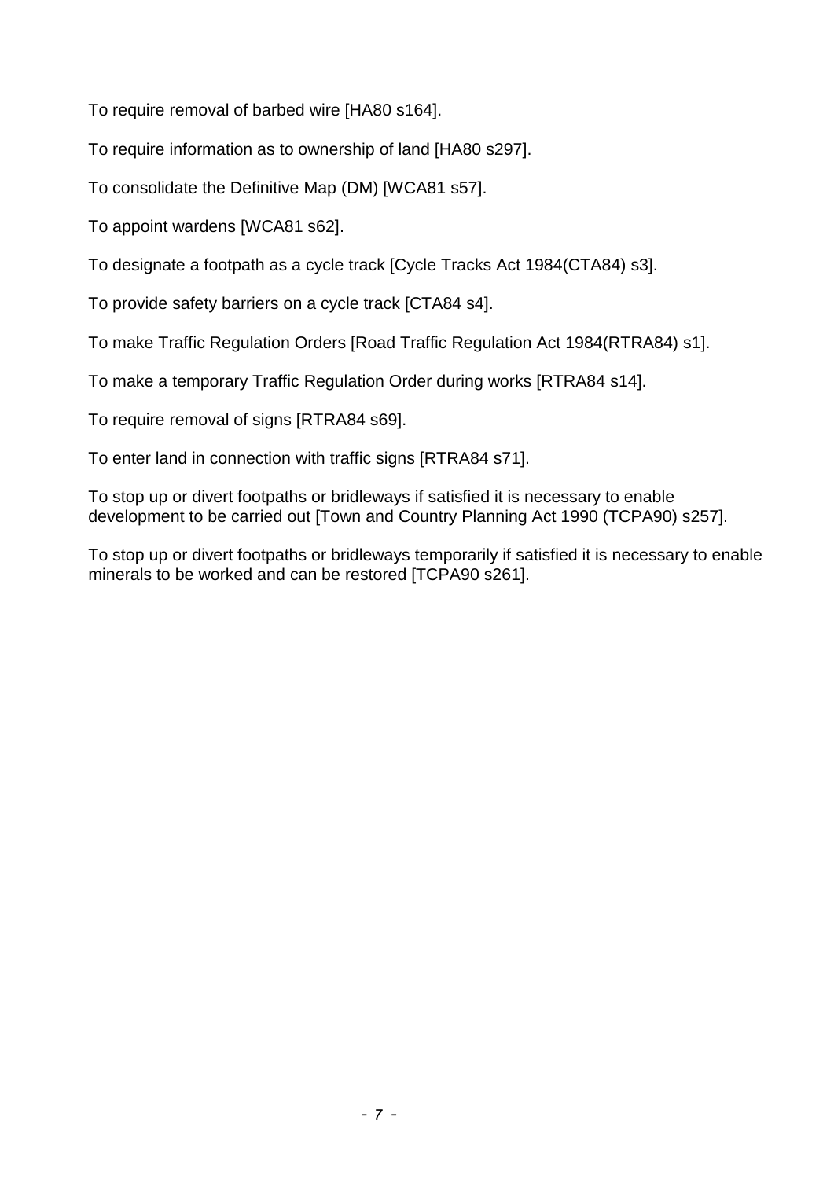To require removal of barbed wire [HA80 s164].

To require information as to ownership of land [HA80 s297].

To consolidate the Definitive Map (DM) [WCA81 s57].

To appoint wardens [WCA81 s62].

To designate a footpath as a cycle track [Cycle Tracks Act 1984(CTA84) s3].

To provide safety barriers on a cycle track [CTA84 s4].

To make Traffic Regulation Orders [Road Traffic Regulation Act 1984(RTRA84) s1].

To make a temporary Traffic Regulation Order during works [RTRA84 s14].

To require removal of signs [RTRA84 s69].

To enter land in connection with traffic signs [RTRA84 s71].

To stop up or divert footpaths or bridleways if satisfied it is necessary to enable development to be carried out [Town and Country Planning Act 1990 (TCPA90) s257].

To stop up or divert footpaths or bridleways temporarily if satisfied it is necessary to enable minerals to be worked and can be restored [TCPA90 s261].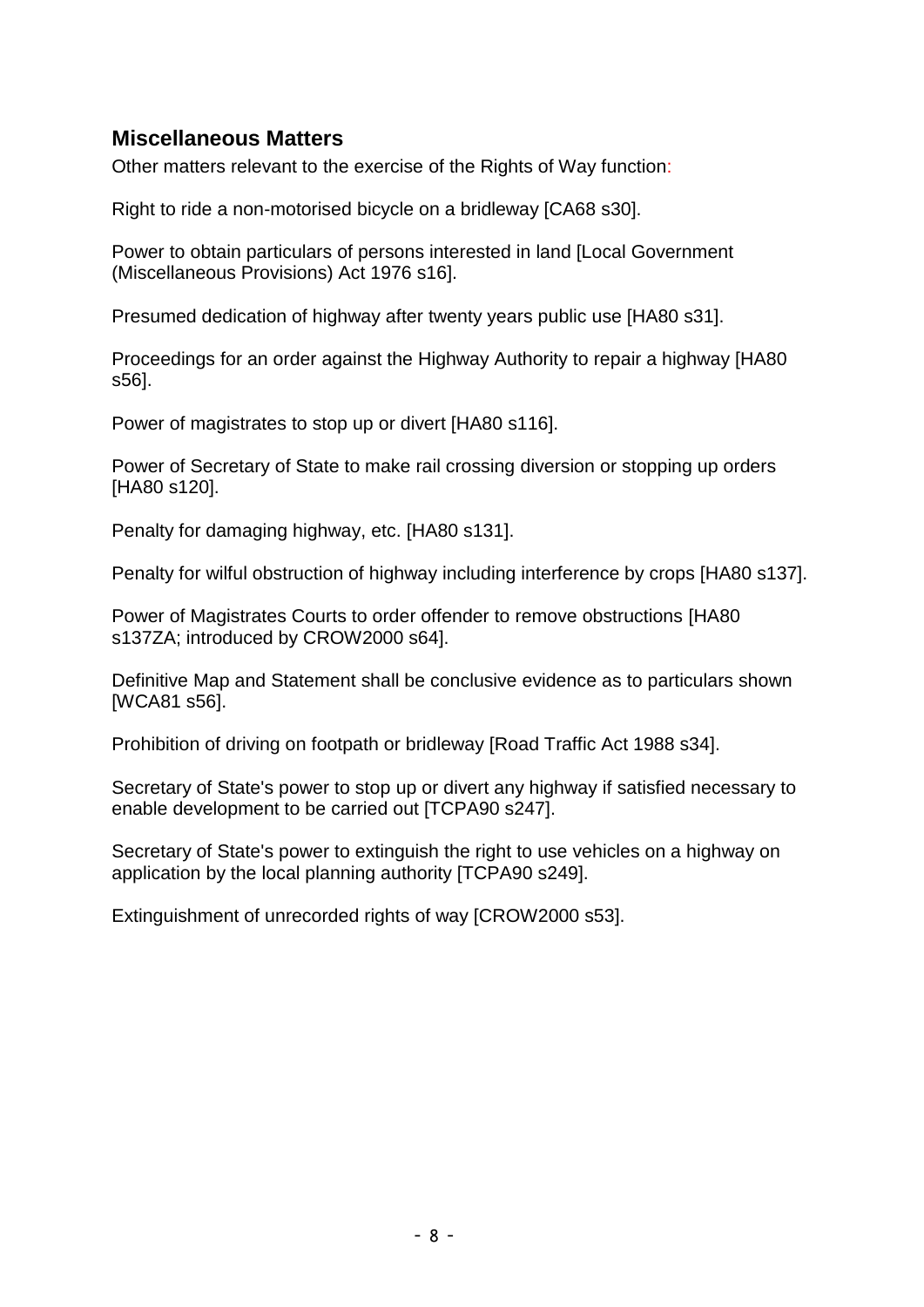## Miscellaneous Matters

Other matters relevant to the exercise of the Rights of Way function:

Right to ride a non-motorised bicycle on a bridleway [CA68 s30].

Power to obtain particulars of persons interested in land [Local Government (Miscellaneous Provisions) Act 1976 s16].

Presumed dedication of highway after twenty years public use [HA80 s31].

Proceedings for an order against the Highway Authority to repair a highway [HA80 s56].

Power of magistrates to stop up or divert [HA80 s116].

Power of Secretary of State to make rail crossing diversion or stopping up orders [HA80 s120].

Penalty for damaging highway, etc. [HA80 s131].

Penalty for wilful obstruction of highway including interference by crops [HA80 s137].

Power of Magistrates Courts to order offender to remove obstructions [HA80 s137ZA; introduced by CROW2000 s64].

Definitive Map and Statement shall be conclusive evidence as to particulars shown [WCA81 s56].

Prohibition of driving on footpath or bridleway [Road Traffic Act 1988 s34].

Secretary of State's power to stop up or divert any highway if satisfied necessary to enable development to be carried out [TCPA90 s247].

Secretary of State's power to extinguish the right to use vehicles on a highway on application by the local planning authority [TCPA90 s249].

Extinguishment of unrecorded rights of way [CROW2000 s53].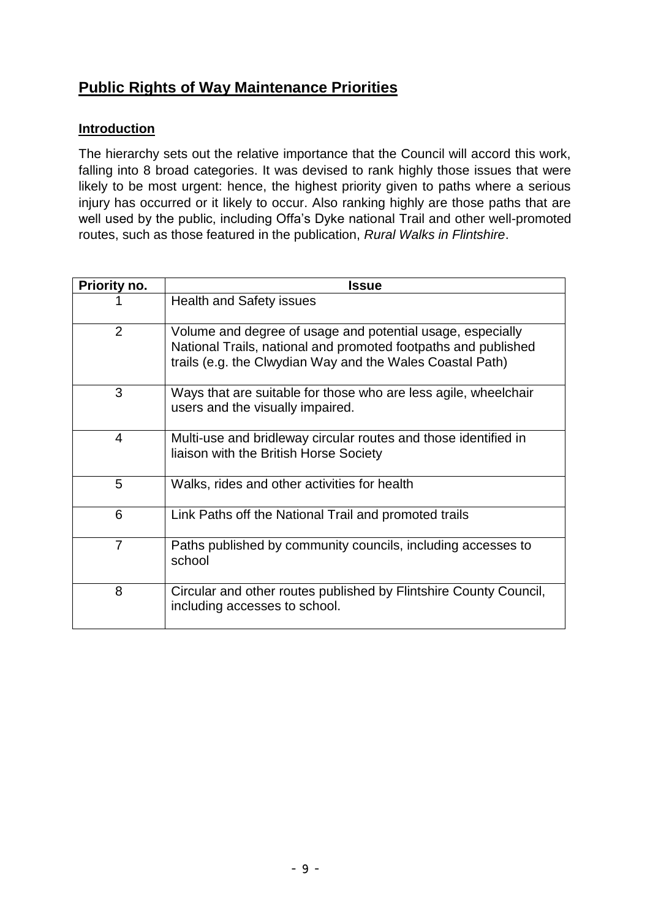## Public Rights of Way Maintenance Priorities

### Introduction

The hierarchy sets out the relative importance that the Council will accord this work, falling into 8 broad categories. It was devised to rank highly those issues that were likely to be most urgent: hence, the highest priority given to paths where a serious injury has occurred or it likely to occur. Also ranking highly are those paths that are well used by the public, including Offa's Dyke national Trail and other well-promoted routes, such as those featured in the publication, *Rural Walks in Flintshire*.

| Priority no. | Issue |
|---|---|
| 1 | Health and Safety issues |
| 2 | Volume and degree of usage and potential usage, especially National Trails, national and promoted footpaths and published trails (e.g. the Clwydian Way and the Wales Coastal Path) |
| 3 | Ways that are suitable for those who are less agile, wheelchair users and the visually impaired. |
| 4 | Multi-use and bridleway circular routes and those identified in liaison with the British Horse Society |
| 5 | Walks, rides and other activities for health |
| 6 | Link Paths off the National Trail and promoted trails |
| 7 | Paths published by community councils, including accesses to school |
| 8 | Circular and other routes published by Flintshire County Council, including accesses to school. |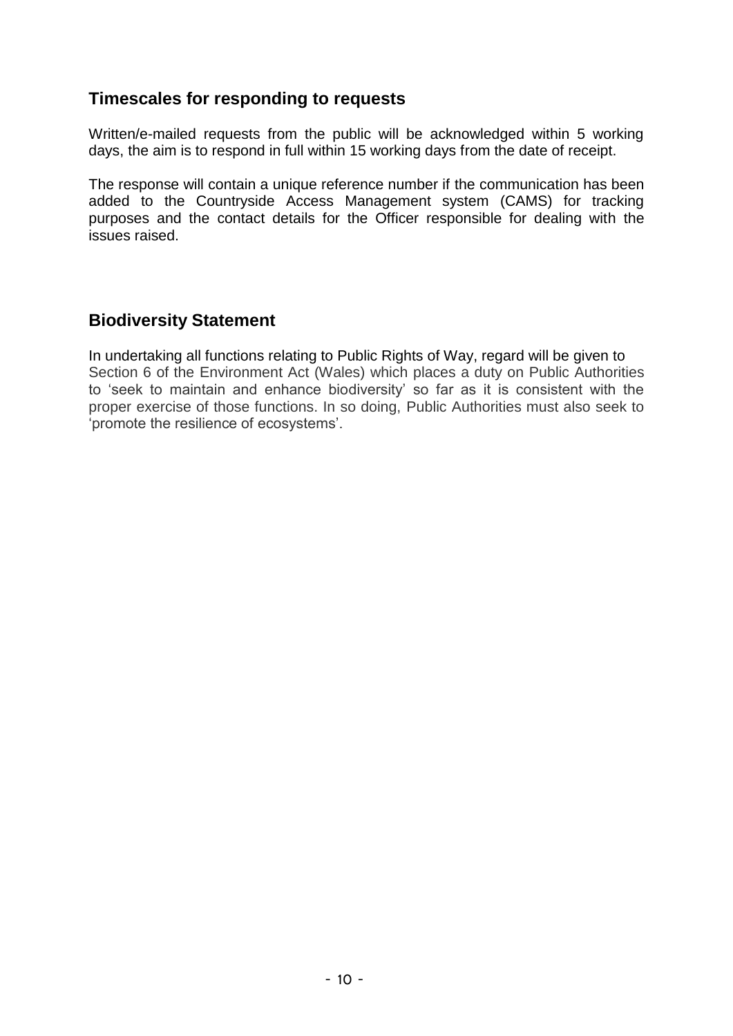## Timescales for responding to requests

Written/e-mailed requests from the public will be acknowledged within 5 working days, the aim is to respond in full within 15 working days from the date of receipt.

The response will contain a unique reference number if the communication has been added to the Countryside Access Management system (CAMS) for tracking purposes and the contact details for the Officer responsible for dealing with the issues raised.

## Biodiversity Statement

In undertaking all functions relating to Public Rights of Way, regard will be given to Section 6 of the Environment Act (Wales) which places a duty on Public Authorities to 'seek to maintain and enhance biodiversity' so far as it is consistent with the proper exercise of those functions. In so doing, Public Authorities must also seek to 'promote the resilience of ecosystems'.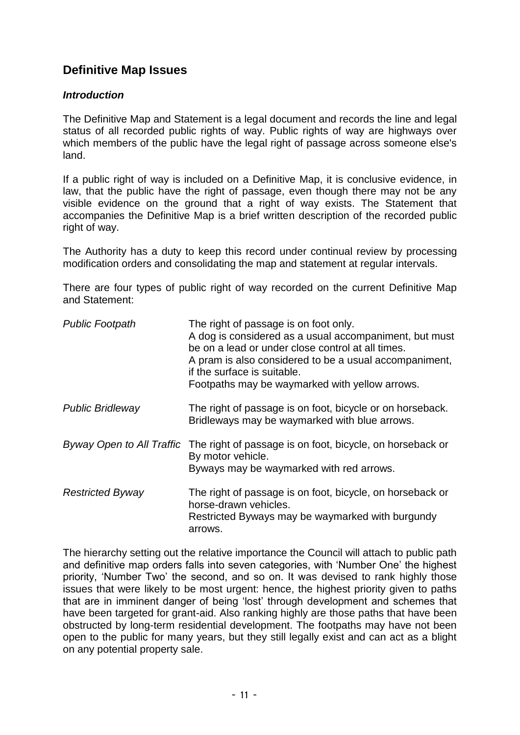## Definitive Map Issues

### *Introduction*

The Definitive Map and Statement is a legal document and records the line and legal status of all recorded public rights of way. Public rights of way are highways over which members of the public have the legal right of passage across someone else's land.

If a public right of way is included on a Definitive Map, it is conclusive evidence, in law, that the public have the right of passage, even though there may not be any visible evidence on the ground that a right of way exists. The Statement that accompanies the Definitive Map is a brief written description of the recorded public right of way.

The Authority has a duty to keep this record under continual review by processing modification orders and consolidating the map and statement at regular intervals.

There are four types of public right of way recorded on the current Definitive Map and Statement:

| | |
|---|---|
| *Public Footpath* | The right of passage is on foot only.<br>A dog is considered as a usual accompaniment, but must be on a lead or under close control at all times.<br>A pram is also considered to be a usual accompaniment, if the surface is suitable.<br>Footpaths may be waymarked with yellow arrows. |
| *Public Bridleway* | The right of passage is on foot, bicycle or on horseback.<br>Bridleways may be waymarked with blue arrows. |
| *Byway Open to All Traffic* | The right of passage is on foot, bicycle, on horseback or By motor vehicle.<br>Byways may be waymarked with red arrows. |
| *Restricted Byway* | The right of passage is on foot, bicycle, on horseback or horse-drawn vehicles.<br>Restricted Byways may be waymarked with burgundy arrows. |

The hierarchy setting out the relative importance the Council will attach to public path and definitive map orders falls into seven categories, with 'Number One' the highest priority, 'Number Two' the second, and so on. It was devised to rank highly those issues that were likely to be most urgent: hence, the highest priority given to paths that are in imminent danger of being 'lost' through development and schemes that have been targeted for grant-aid. Also ranking highly are those paths that have been obstructed by long-term residential development. The footpaths may have not been open to the public for many years, but they still legally exist and can act as a blight on any potential property sale.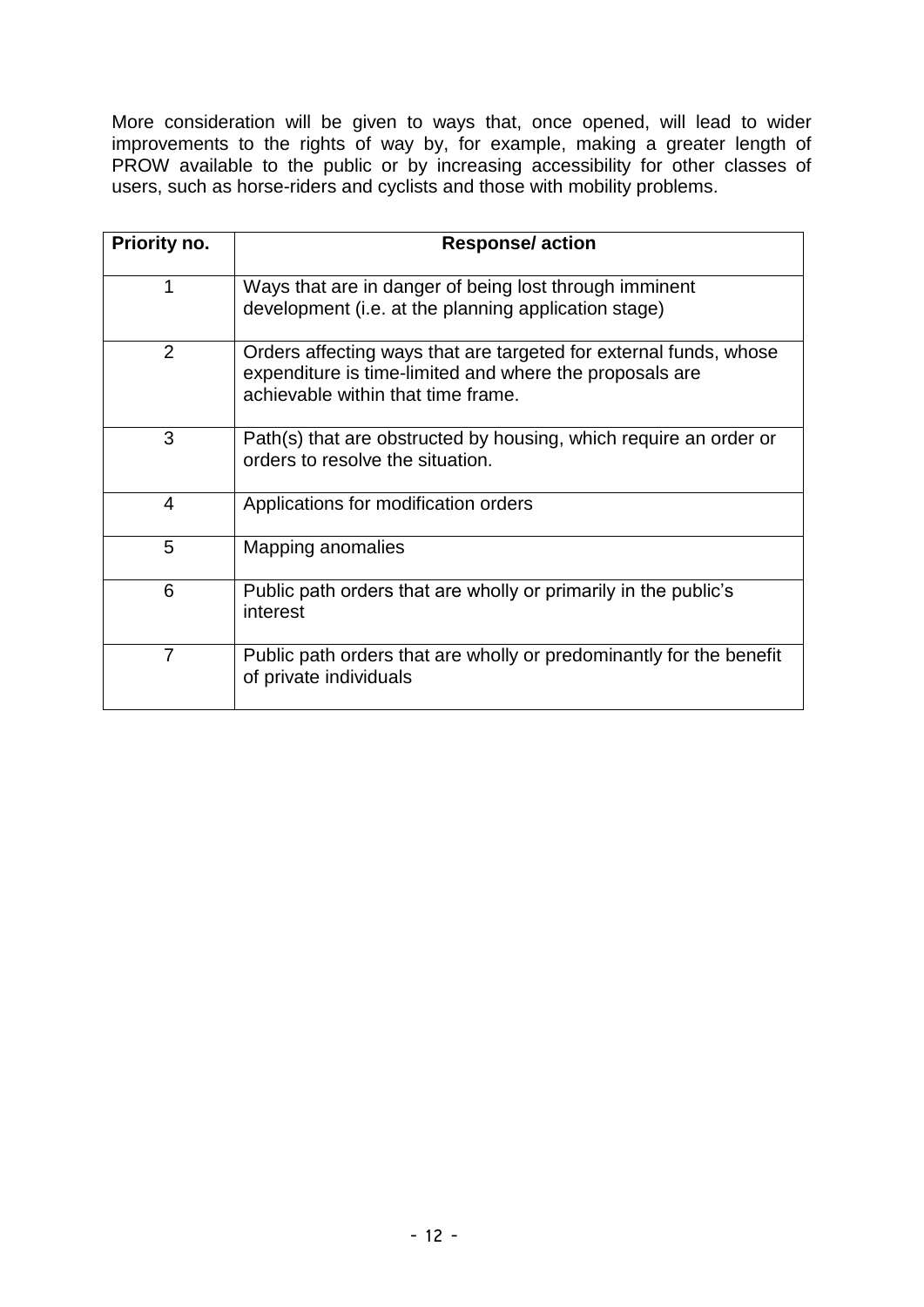More consideration will be given to ways that, once opened, will lead to wider improvements to the rights of way by, for example, making a greater length of PROW available to the public or by increasing accessibility for other classes of users, such as horse-riders and cyclists and those with mobility problems.

| Priority no. | Response/ action |
|---|---|
| 1 | Ways that are in danger of being lost through imminent development (i.e. at the planning application stage) |
| 2 | Orders affecting ways that are targeted for external funds, whose expenditure is time-limited and where the proposals are achievable within that time frame. |
| 3 | Path(s) that are obstructed by housing, which require an order or orders to resolve the situation. |
| 4 | Applications for modification orders |
| 5 | Mapping anomalies |
| 6 | Public path orders that are wholly or primarily in the public's interest |
| 7 | Public path orders that are wholly or predominantly for the benefit of private individuals |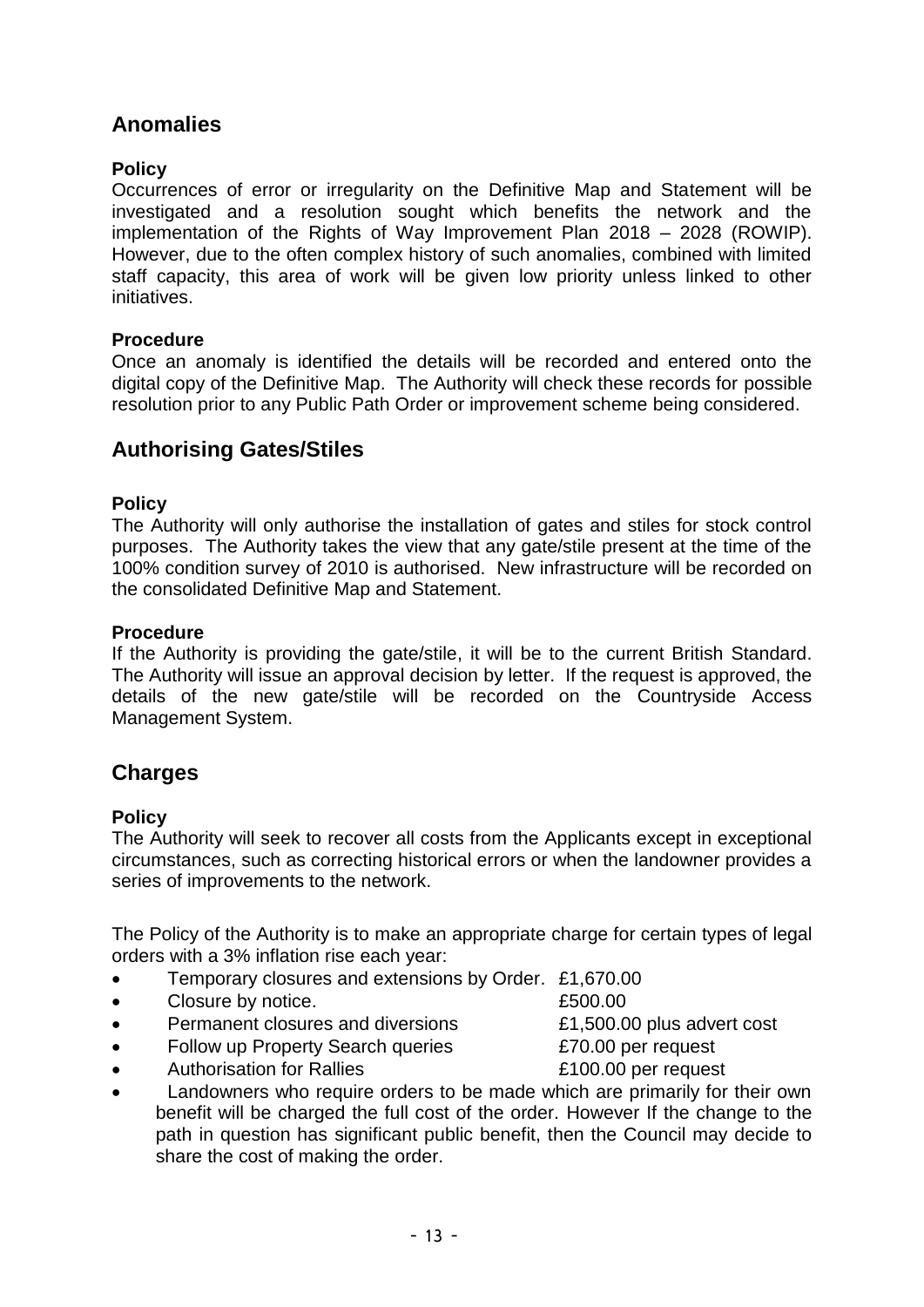## Anomalies

### Policy

Occurrences of error or irregularity on the Definitive Map and Statement will be investigated and a resolution sought which benefits the network and the implementation of the Rights of Way Improvement Plan 2018 – 2028 (ROWIP). However, due to the often complex history of such anomalies, combined with limited staff capacity, this area of work will be given low priority unless linked to other initiatives.

### Procedure

Once an anomaly is identified the details will be recorded and entered onto the digital copy of the Definitive Map. The Authority will check these records for possible resolution prior to any Public Path Order or improvement scheme being considered.

## Authorising Gates/Stiles

### Policy

The Authority will only authorise the installation of gates and stiles for stock control purposes. The Authority takes the view that any gate/stile present at the time of the 100% condition survey of 2010 is authorised. New infrastructure will be recorded on the consolidated Definitive Map and Statement.

### Procedure

If the Authority is providing the gate/stile, it will be to the current British Standard. The Authority will issue an approval decision by letter. If the request is approved, the details of the new gate/stile will be recorded on the Countryside Access Management System.

## Charges

### Policy

The Authority will seek to recover all costs from the Applicants except in exceptional circumstances, such as correcting historical errors or when the landowner provides a series of improvements to the network.

The Policy of the Authority is to make an appropriate charge for certain types of legal orders with a 3% inflation rise each year:

- Temporary closures and extensions by Order. £1,670.00
- Closure by notice. £500.00
- Permanent closures and diversions £1,500.00 plus advert cost
- Follow up Property Search queries £70.00 per request
- Authorisation for Rallies £100.00 per request
- Landowners who require orders to be made which are primarily for their own benefit will be charged the full cost of the order. However If the change to the path in question has significant public benefit, then the Council may decide to share the cost of making the order.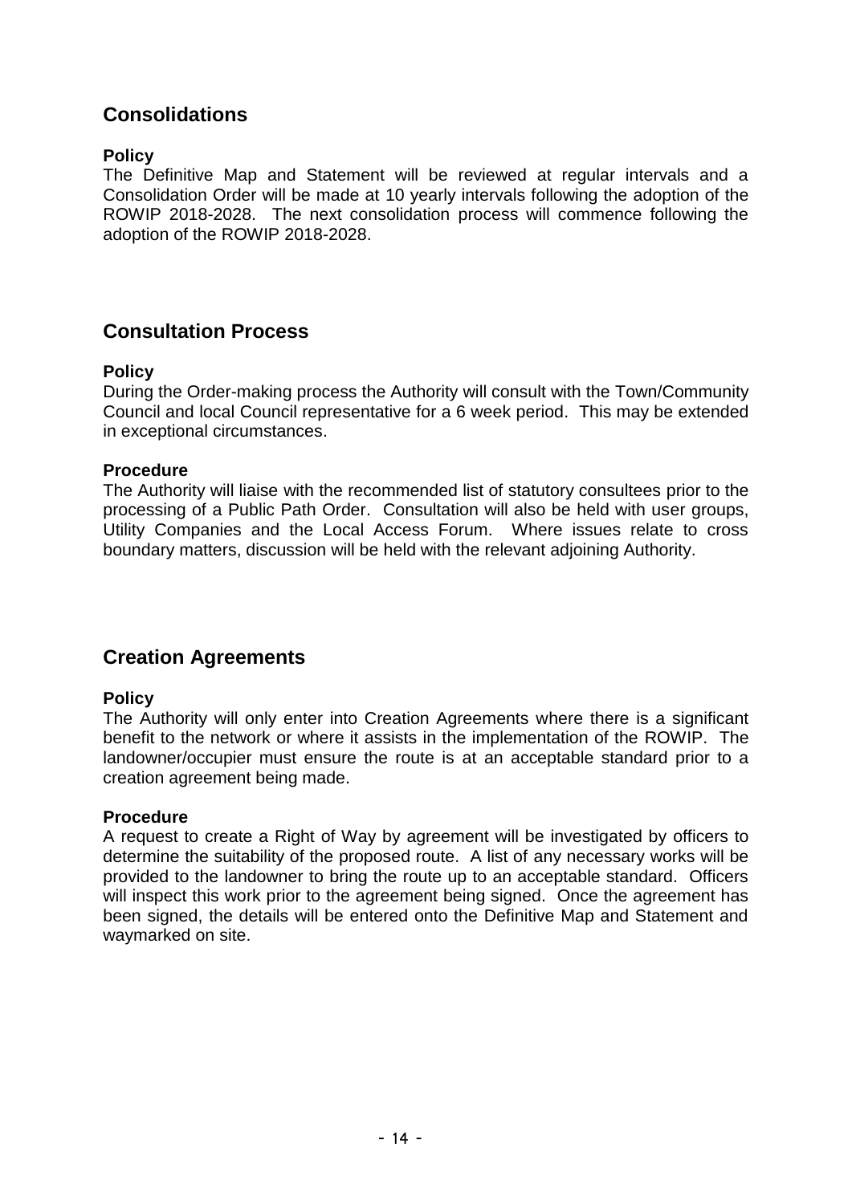## Consolidations

**Policy**

The Definitive Map and Statement will be reviewed at regular intervals and a Consolidation Order will be made at 10 yearly intervals following the adoption of the ROWIP 2018-2028. The next consolidation process will commence following the adoption of the ROWIP 2018-2028.

## Consultation Process

**Policy**

During the Order-making process the Authority will consult with the Town/Community Council and local Council representative for a 6 week period. This may be extended in exceptional circumstances.

**Procedure**

The Authority will liaise with the recommended list of statutory consultees prior to the processing of a Public Path Order. Consultation will also be held with user groups, Utility Companies and the Local Access Forum. Where issues relate to cross boundary matters, discussion will be held with the relevant adjoining Authority.

## Creation Agreements

**Policy**

The Authority will only enter into Creation Agreements where there is a significant benefit to the network or where it assists in the implementation of the ROWIP. The landowner/occupier must ensure the route is at an acceptable standard prior to a creation agreement being made.

**Procedure**

A request to create a Right of Way by agreement will be investigated by officers to determine the suitability of the proposed route. A list of any necessary works will be provided to the landowner to bring the route up to an acceptable standard. Officers will inspect this work prior to the agreement being signed. Once the agreement has been signed, the details will be entered onto the Definitive Map and Statement and waymarked on site.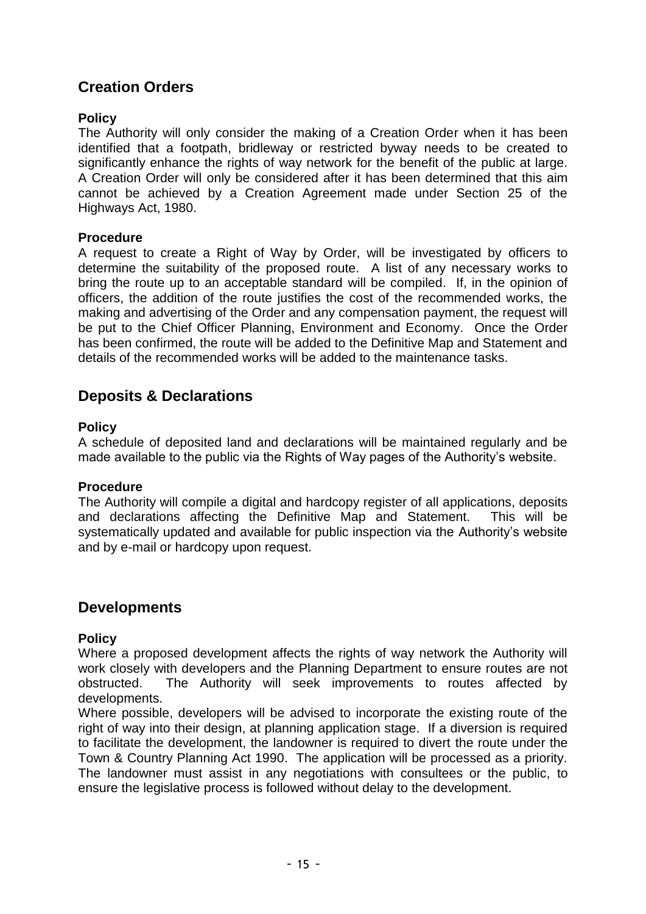## Creation Orders

### Policy

The Authority will only consider the making of a Creation Order when it has been identified that a footpath, bridleway or restricted byway needs to be created to significantly enhance the rights of way network for the benefit of the public at large. A Creation Order will only be considered after it has been determined that this aim cannot be achieved by a Creation Agreement made under Section 25 of the Highways Act, 1980.

### Procedure

A request to create a Right of Way by Order, will be investigated by officers to determine the suitability of the proposed route. A list of any necessary works to bring the route up to an acceptable standard will be compiled. If, in the opinion of officers, the addition of the route justifies the cost of the recommended works, the making and advertising of the Order and any compensation payment, the request will be put to the Chief Officer Planning, Environment and Economy. Once the Order has been confirmed, the route will be added to the Definitive Map and Statement and details of the recommended works will be added to the maintenance tasks.

## Deposits & Declarations

### Policy

A schedule of deposited land and declarations will be maintained regularly and be made available to the public via the Rights of Way pages of the Authority's website.

### Procedure

The Authority will compile a digital and hardcopy register of all applications, deposits and declarations affecting the Definitive Map and Statement. This will be systematically updated and available for public inspection via the Authority's website and by e-mail or hardcopy upon request.

## Developments

### Policy

Where a proposed development affects the rights of way network the Authority will work closely with developers and the Planning Department to ensure routes are not obstructed. The Authority will seek improvements to routes affected by developments.

Where possible, developers will be advised to incorporate the existing route of the right of way into their design, at planning application stage. If a diversion is required to facilitate the development, the landowner is required to divert the route under the Town & Country Planning Act 1990. The application will be processed as a priority. The landowner must assist in any negotiations with consultees or the public, to ensure the legislative process is followed without delay to the development.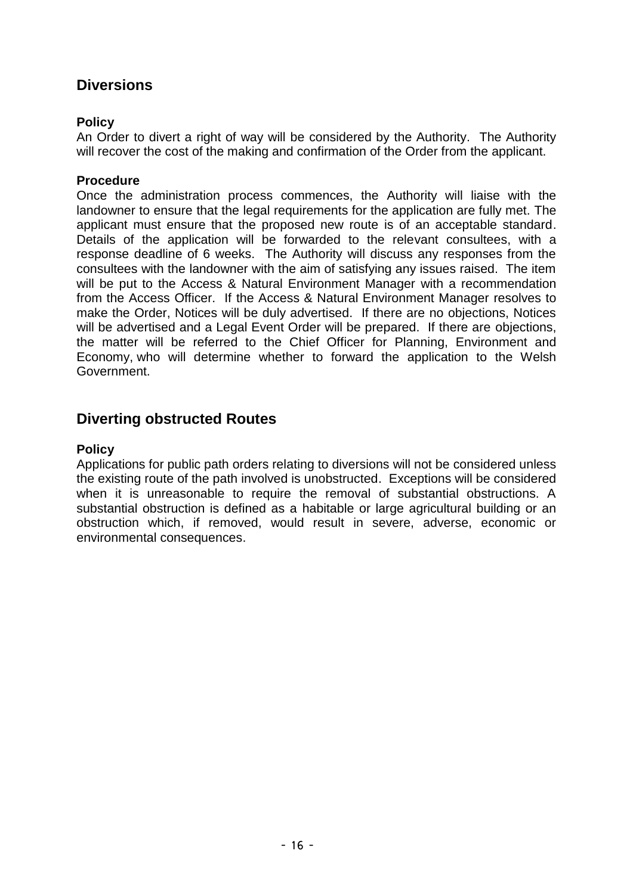## Diversions

### Policy

An Order to divert a right of way will be considered by the Authority. The Authority will recover the cost of the making and confirmation of the Order from the applicant.

### Procedure

Once the administration process commences, the Authority will liaise with the landowner to ensure that the legal requirements for the application are fully met. The applicant must ensure that the proposed new route is of an acceptable standard. Details of the application will be forwarded to the relevant consultees, with a response deadline of 6 weeks. The Authority will discuss any responses from the consultees with the landowner with the aim of satisfying any issues raised. The item will be put to the Access & Natural Environment Manager with a recommendation from the Access Officer. If the Access & Natural Environment Manager resolves to make the Order, Notices will be duly advertised. If there are no objections, Notices will be advertised and a Legal Event Order will be prepared. If there are objections, the matter will be referred to the Chief Officer for Planning, Environment and Economy, who will determine whether to forward the application to the Welsh Government.

## Diverting obstructed Routes

### Policy

Applications for public path orders relating to diversions will not be considered unless the existing route of the path involved is unobstructed. Exceptions will be considered when it is unreasonable to require the removal of substantial obstructions. A substantial obstruction is defined as a habitable or large agricultural building or an obstruction which, if removed, would result in severe, adverse, economic or environmental consequences.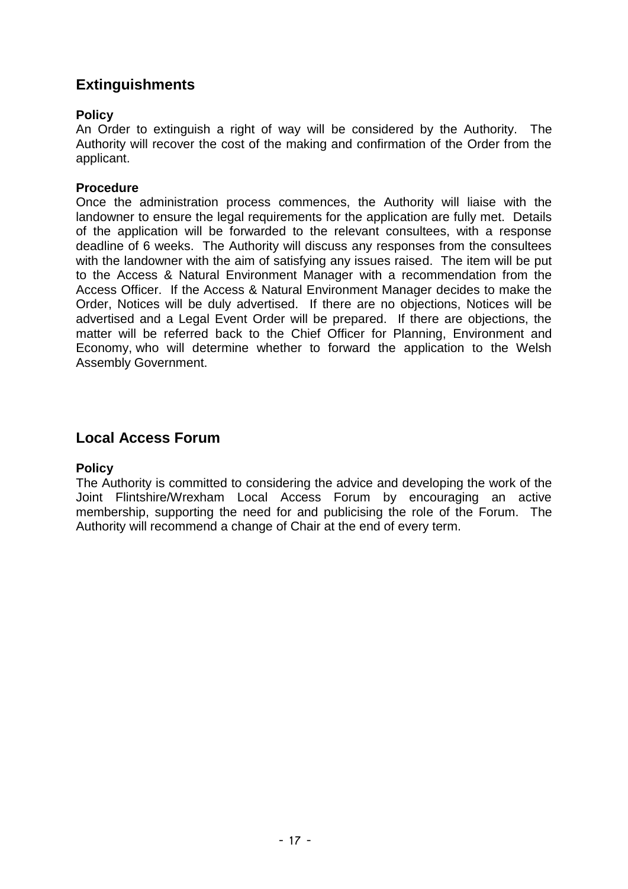## Extinguishments

**Policy**

An Order to extinguish a right of way will be considered by the Authority. The Authority will recover the cost of the making and confirmation of the Order from the applicant.

**Procedure**

Once the administration process commences, the Authority will liaise with the landowner to ensure the legal requirements for the application are fully met. Details of the application will be forwarded to the relevant consultees, with a response deadline of 6 weeks. The Authority will discuss any responses from the consultees with the landowner with the aim of satisfying any issues raised. The item will be put to the Access & Natural Environment Manager with a recommendation from the Access Officer. If the Access & Natural Environment Manager decides to make the Order, Notices will be duly advertised. If there are no objections, Notices will be advertised and a Legal Event Order will be prepared. If there are objections, the matter will be referred back to the Chief Officer for Planning, Environment and Economy, who will determine whether to forward the application to the Welsh Assembly Government.

## Local Access Forum

**Policy**

The Authority is committed to considering the advice and developing the work of the Joint Flintshire/Wrexham Local Access Forum by encouraging an active membership, supporting the need for and publicising the role of the Forum. The Authority will recommend a change of Chair at the end of every term.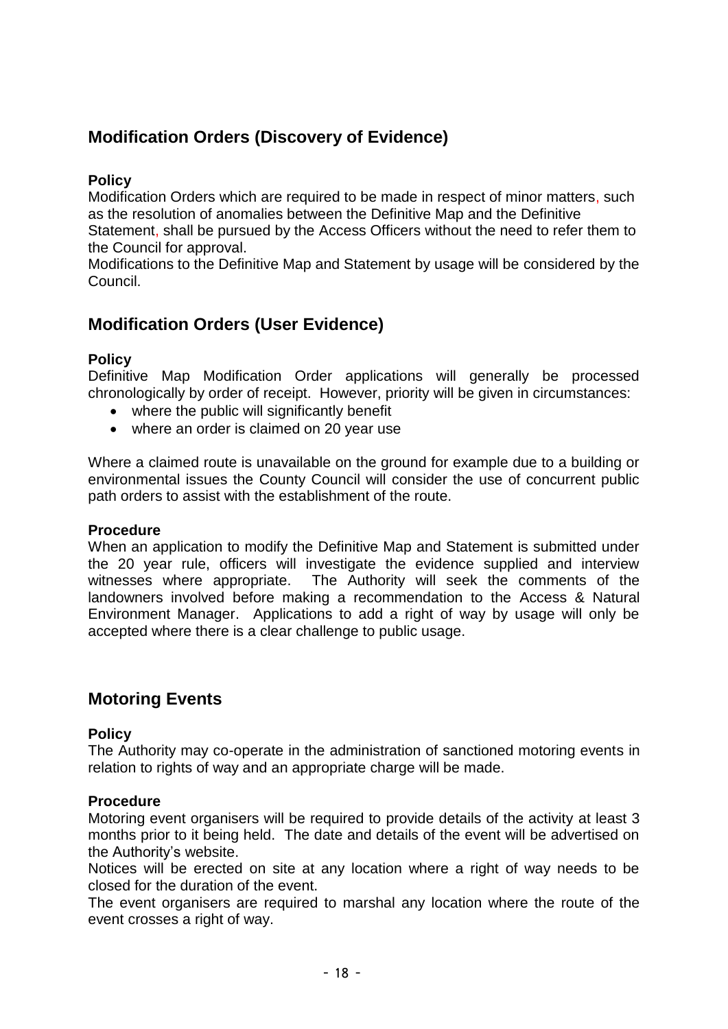## Modification Orders (Discovery of Evidence)

**Policy**

Modification Orders which are required to be made in respect of minor matters, such as the resolution of anomalies between the Definitive Map and the Definitive Statement, shall be pursued by the Access Officers without the need to refer them to the Council for approval.

Modifications to the Definitive Map and Statement by usage will be considered by the Council.

## Modification Orders (User Evidence)

**Policy**

Definitive Map Modification Order applications will generally be processed chronologically by order of receipt. However, priority will be given in circumstances:

- where the public will significantly benefit
- where an order is claimed on 20 year use

Where a claimed route is unavailable on the ground for example due to a building or environmental issues the County Council will consider the use of concurrent public path orders to assist with the establishment of the route.

**Procedure**

When an application to modify the Definitive Map and Statement is submitted under the 20 year rule, officers will investigate the evidence supplied and interview witnesses where appropriate. The Authority will seek the comments of the landowners involved before making a recommendation to the Access & Natural Environment Manager. Applications to add a right of way by usage will only be accepted where there is a clear challenge to public usage.

## Motoring Events

**Policy**

The Authority may co-operate in the administration of sanctioned motoring events in relation to rights of way and an appropriate charge will be made.

**Procedure**

Motoring event organisers will be required to provide details of the activity at least 3 months prior to it being held. The date and details of the event will be advertised on the Authority's website.

Notices will be erected on site at any location where a right of way needs to be closed for the duration of the event.

The event organisers are required to marshal any location where the route of the event crosses a right of way.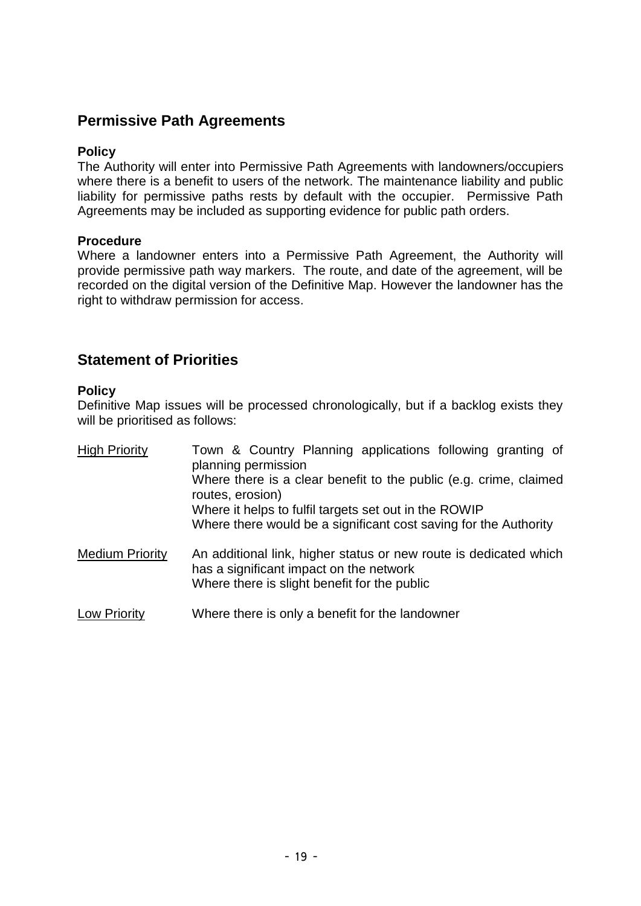## Permissive Path Agreements

**Policy**

The Authority will enter into Permissive Path Agreements with landowners/occupiers where there is a benefit to users of the network. The maintenance liability and public liability for permissive paths rests by default with the occupier. Permissive Path Agreements may be included as supporting evidence for public path orders.

**Procedure**

Where a landowner enters into a Permissive Path Agreement, the Authority will provide permissive path way markers. The route, and date of the agreement, will be recorded on the digital version of the Definitive Map. However the landowner has the right to withdraw permission for access.

## Statement of Priorities

**Policy**

Definitive Map issues will be processed chronologically, but if a backlog exists they will be prioritised as follows:

| | |
|---|---|
| High Priority | Town & Country Planning applications following granting of planning permission<br>Where there is a clear benefit to the public (e.g. crime, claimed routes, erosion)<br>Where it helps to fulfil targets set out in the ROWIP<br>Where there would be a significant cost saving for the Authority |
| Medium Priority | An additional link, higher status or new route is dedicated which has a significant impact on the network<br>Where there is slight benefit for the public |
| Low Priority | Where there is only a benefit for the landowner |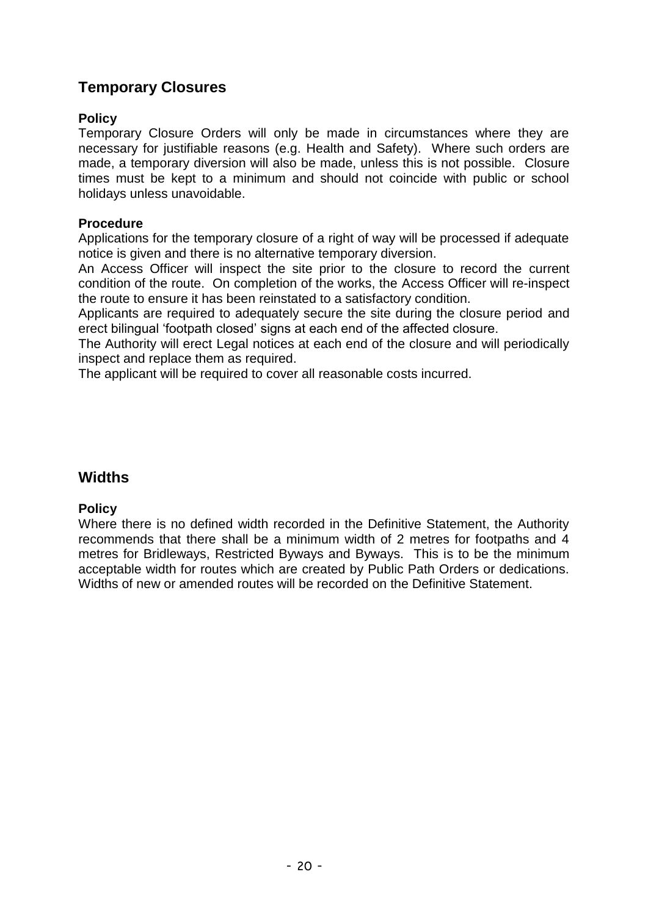## Temporary Closures

### Policy

Temporary Closure Orders will only be made in circumstances where they are necessary for justifiable reasons (e.g. Health and Safety). Where such orders are made, a temporary diversion will also be made, unless this is not possible. Closure times must be kept to a minimum and should not coincide with public or school holidays unless unavoidable.

### Procedure

Applications for the temporary closure of a right of way will be processed if adequate notice is given and there is no alternative temporary diversion.

An Access Officer will inspect the site prior to the closure to record the current condition of the route. On completion of the works, the Access Officer will re-inspect the route to ensure it has been reinstated to a satisfactory condition.

Applicants are required to adequately secure the site during the closure period and erect bilingual 'footpath closed' signs at each end of the affected closure.

The Authority will erect Legal notices at each end of the closure and will periodically inspect and replace them as required.

The applicant will be required to cover all reasonable costs incurred.

## Widths

### Policy

Where there is no defined width recorded in the Definitive Statement, the Authority recommends that there shall be a minimum width of 2 metres for footpaths and 4 metres for Bridleways, Restricted Byways and Byways. This is to be the minimum acceptable width for routes which are created by Public Path Orders or dedications. Widths of new or amended routes will be recorded on the Definitive Statement.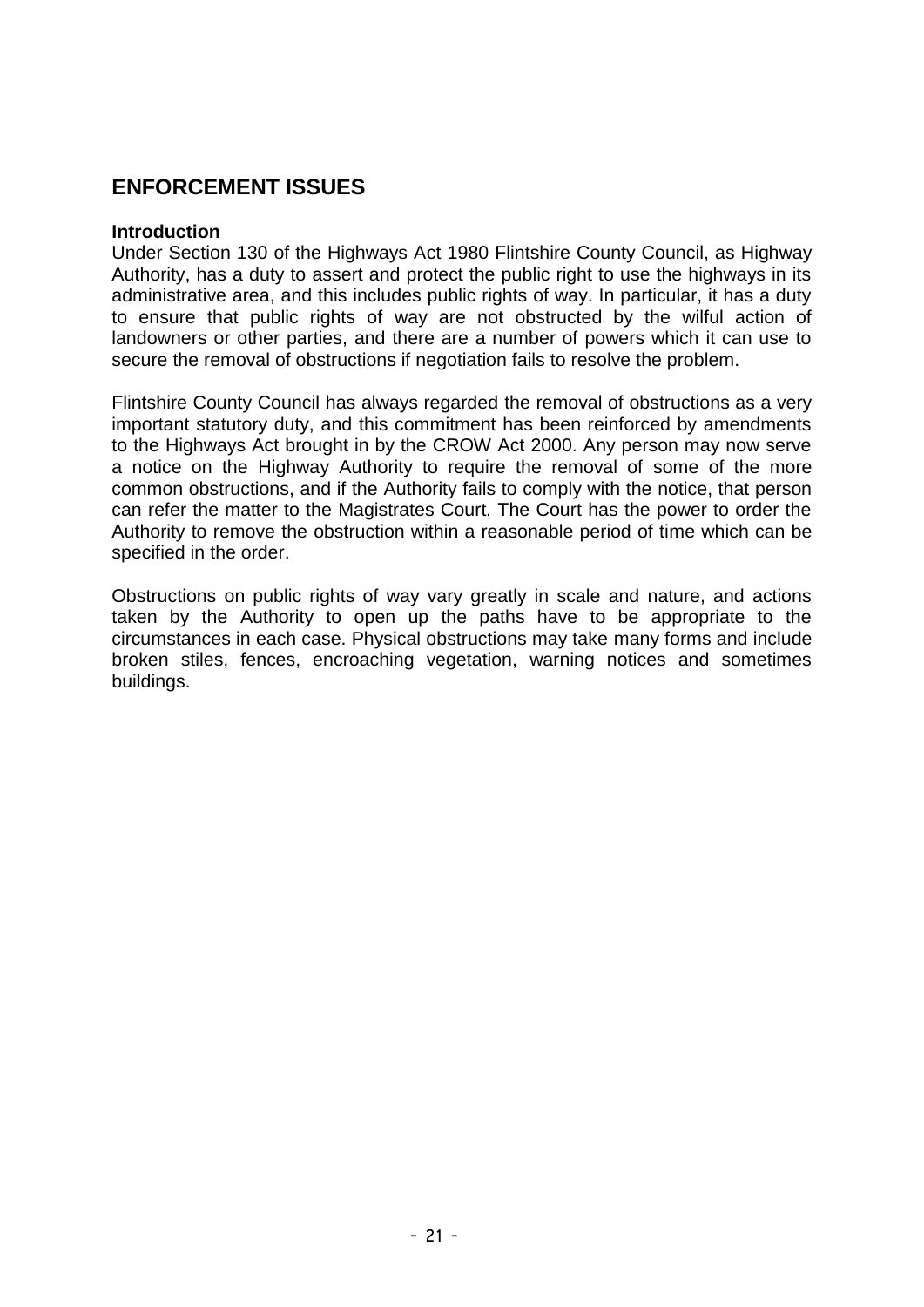## ENFORCEMENT ISSUES

**Introduction**

Under Section 130 of the Highways Act 1980 Flintshire County Council, as Highway Authority, has a duty to assert and protect the public right to use the highways in its administrative area, and this includes public rights of way. In particular, it has a duty to ensure that public rights of way are not obstructed by the wilful action of landowners or other parties, and there are a number of powers which it can use to secure the removal of obstructions if negotiation fails to resolve the problem.

Flintshire County Council has always regarded the removal of obstructions as a very important statutory duty, and this commitment has been reinforced by amendments to the Highways Act brought in by the CROW Act 2000. Any person may now serve a notice on the Highway Authority to require the removal of some of the more common obstructions, and if the Authority fails to comply with the notice, that person can refer the matter to the Magistrates Court. The Court has the power to order the Authority to remove the obstruction within a reasonable period of time which can be specified in the order.

Obstructions on public rights of way vary greatly in scale and nature, and actions taken by the Authority to open up the paths have to be appropriate to the circumstances in each case. Physical obstructions may take many forms and include broken stiles, fences, encroaching vegetation, warning notices and sometimes buildings.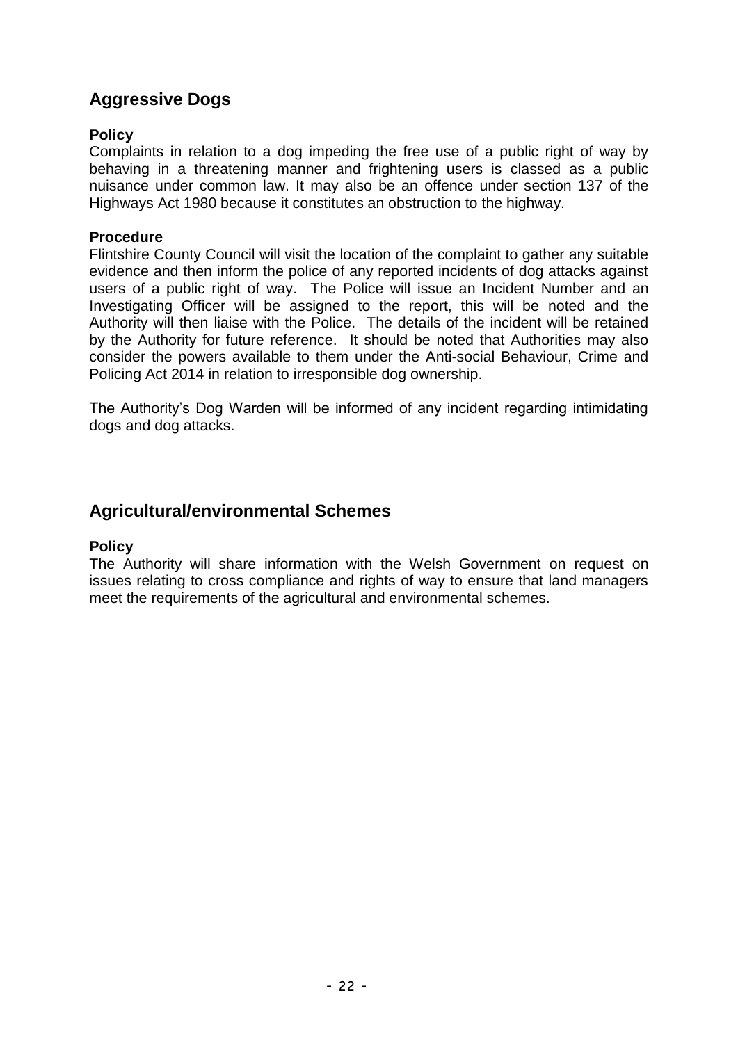## Aggressive Dogs

### Policy

Complaints in relation to a dog impeding the free use of a public right of way by behaving in a threatening manner and frightening users is classed as a public nuisance under common law. It may also be an offence under section 137 of the Highways Act 1980 because it constitutes an obstruction to the highway.

### Procedure

Flintshire County Council will visit the location of the complaint to gather any suitable evidence and then inform the police of any reported incidents of dog attacks against users of a public right of way. The Police will issue an Incident Number and an Investigating Officer will be assigned to the report, this will be noted and the Authority will then liaise with the Police. The details of the incident will be retained by the Authority for future reference. It should be noted that Authorities may also consider the powers available to them under the Anti-social Behaviour, Crime and Policing Act 2014 in relation to irresponsible dog ownership.

The Authority's Dog Warden will be informed of any incident regarding intimidating dogs and dog attacks.

## Agricultural/environmental Schemes

### Policy

The Authority will share information with the Welsh Government on request on issues relating to cross compliance and rights of way to ensure that land managers meet the requirements of the agricultural and environmental schemes.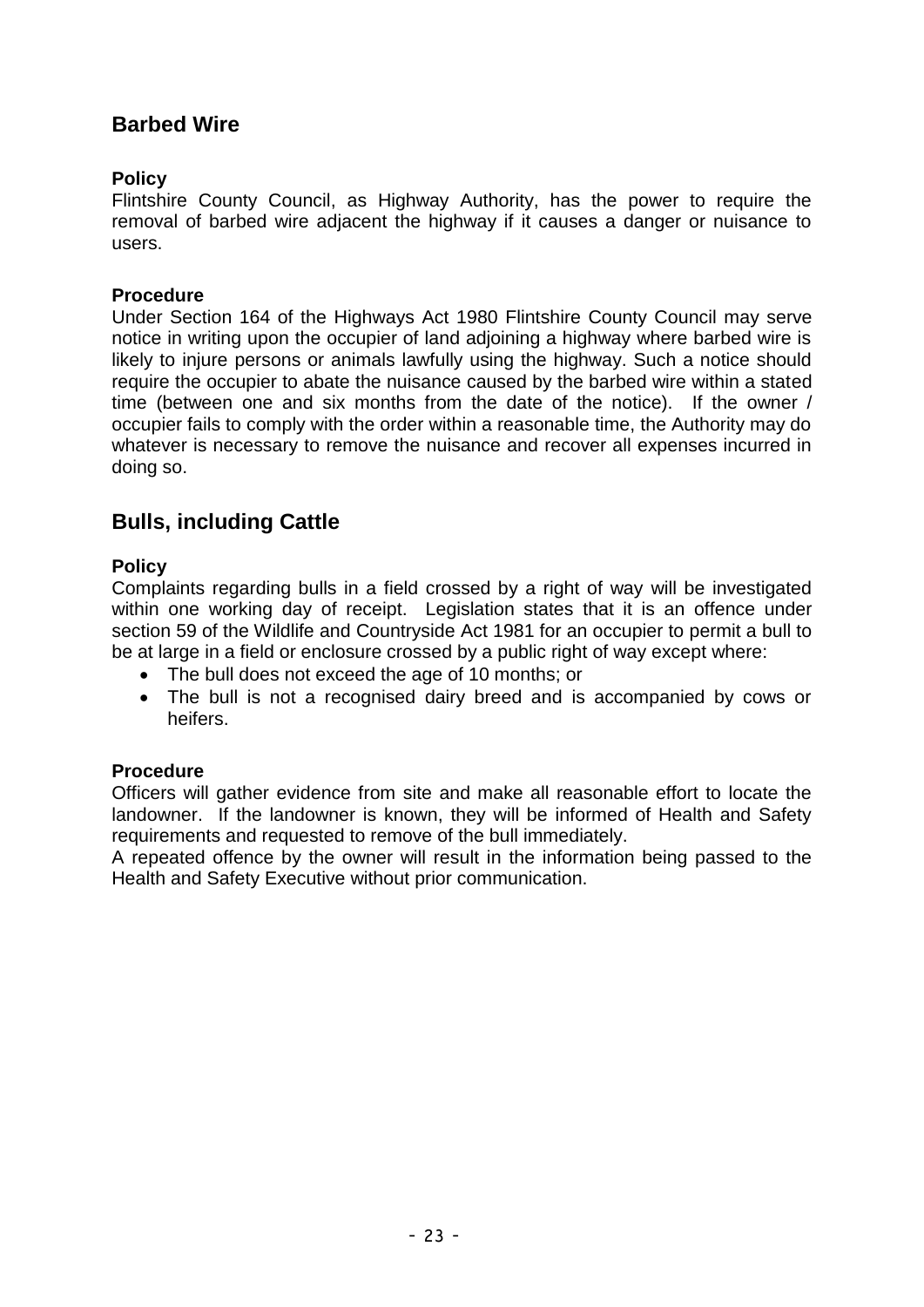## Barbed Wire

**Policy**

Flintshire County Council, as Highway Authority, has the power to require the removal of barbed wire adjacent the highway if it causes a danger or nuisance to users.

**Procedure**

Under Section 164 of the Highways Act 1980 Flintshire County Council may serve notice in writing upon the occupier of land adjoining a highway where barbed wire is likely to injure persons or animals lawfully using the highway. Such a notice should require the occupier to abate the nuisance caused by the barbed wire within a stated time (between one and six months from the date of the notice). If the owner / occupier fails to comply with the order within a reasonable time, the Authority may do whatever is necessary to remove the nuisance and recover all expenses incurred in doing so.

## Bulls, including Cattle

**Policy**

Complaints regarding bulls in a field crossed by a right of way will be investigated within one working day of receipt. Legislation states that it is an offence under section 59 of the Wildlife and Countryside Act 1981 for an occupier to permit a bull to be at large in a field or enclosure crossed by a public right of way except where:

- The bull does not exceed the age of 10 months; or
- The bull is not a recognised dairy breed and is accompanied by cows or heifers.

**Procedure**

Officers will gather evidence from site and make all reasonable effort to locate the landowner. If the landowner is known, they will be informed of Health and Safety requirements and requested to remove of the bull immediately.

A repeated offence by the owner will result in the information being passed to the Health and Safety Executive without prior communication.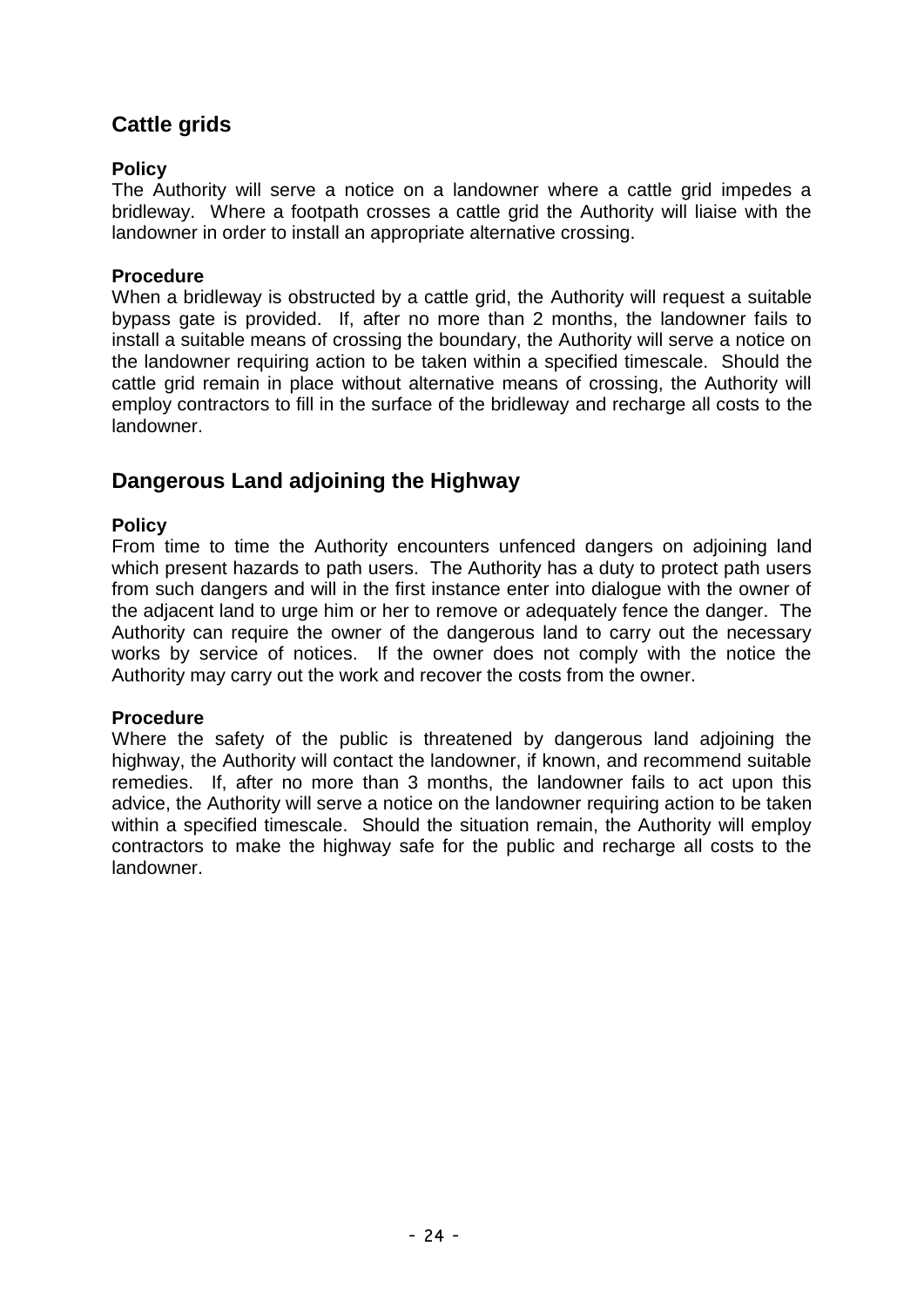## Cattle grids

### Policy

The Authority will serve a notice on a landowner where a cattle grid impedes a bridleway. Where a footpath crosses a cattle grid the Authority will liaise with the landowner in order to install an appropriate alternative crossing.

### Procedure

When a bridleway is obstructed by a cattle grid, the Authority will request a suitable bypass gate is provided. If, after no more than 2 months, the landowner fails to install a suitable means of crossing the boundary, the Authority will serve a notice on the landowner requiring action to be taken within a specified timescale. Should the cattle grid remain in place without alternative means of crossing, the Authority will employ contractors to fill in the surface of the bridleway and recharge all costs to the landowner.

## Dangerous Land adjoining the Highway

### Policy

From time to time the Authority encounters unfenced dangers on adjoining land which present hazards to path users. The Authority has a duty to protect path users from such dangers and will in the first instance enter into dialogue with the owner of the adjacent land to urge him or her to remove or adequately fence the danger. The Authority can require the owner of the dangerous land to carry out the necessary works by service of notices. If the owner does not comply with the notice the Authority may carry out the work and recover the costs from the owner.

### Procedure

Where the safety of the public is threatened by dangerous land adjoining the highway, the Authority will contact the landowner, if known, and recommend suitable remedies. If, after no more than 3 months, the landowner fails to act upon this advice, the Authority will serve a notice on the landowner requiring action to be taken within a specified timescale. Should the situation remain, the Authority will employ contractors to make the highway safe for the public and recharge all costs to the landowner.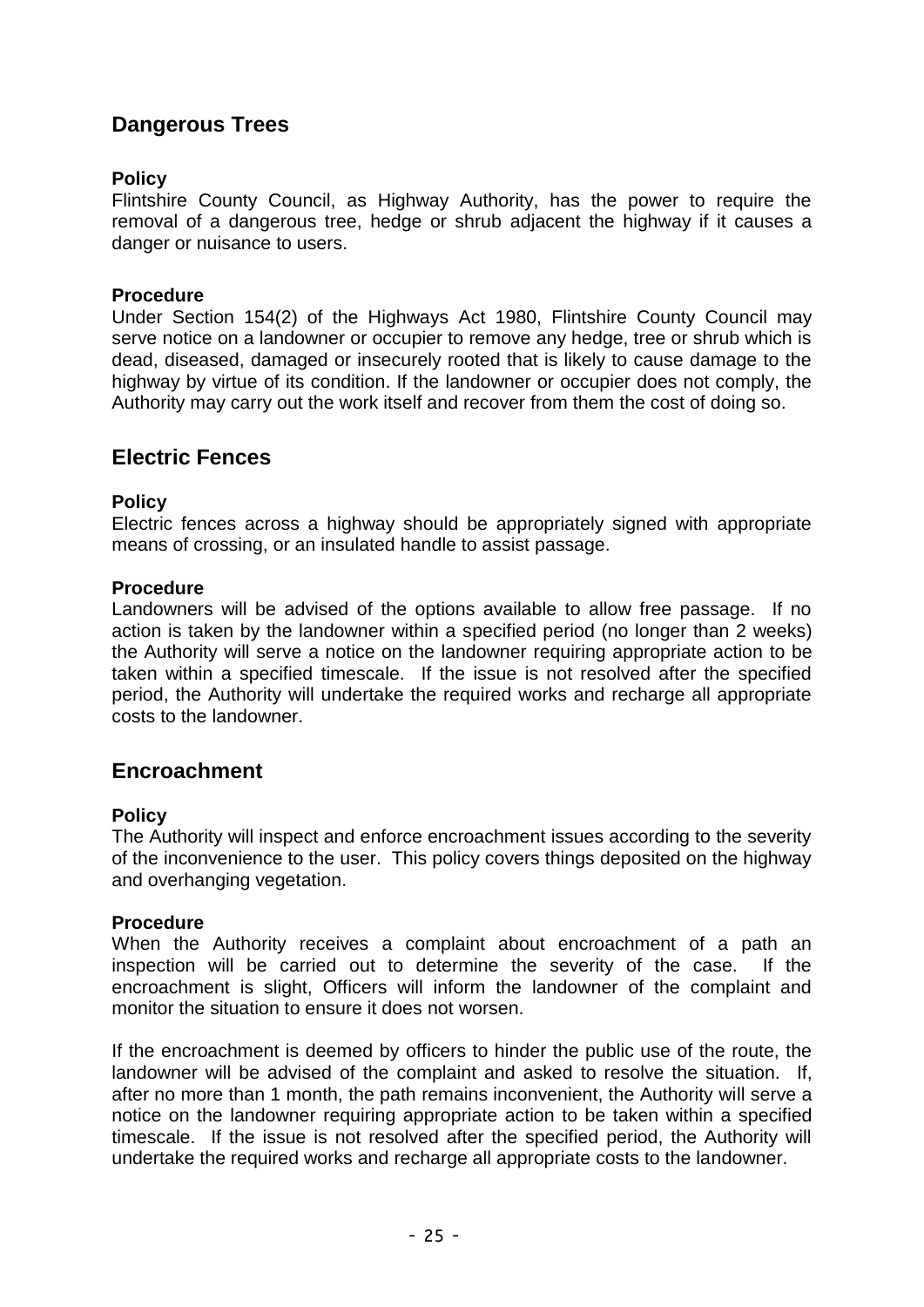## Dangerous Trees

**Policy**
Flintshire County Council, as Highway Authority, has the power to require the removal of a dangerous tree, hedge or shrub adjacent the highway if it causes a danger or nuisance to users.

**Procedure**
Under Section 154(2) of the Highways Act 1980, Flintshire County Council may serve notice on a landowner or occupier to remove any hedge, tree or shrub which is dead, diseased, damaged or insecurely rooted that is likely to cause damage to the highway by virtue of its condition. If the landowner or occupier does not comply, the Authority may carry out the work itself and recover from them the cost of doing so.

## Electric Fences

**Policy**
Electric fences across a highway should be appropriately signed with appropriate means of crossing, or an insulated handle to assist passage.

**Procedure**
Landowners will be advised of the options available to allow free passage. If no action is taken by the landowner within a specified period (no longer than 2 weeks) the Authority will serve a notice on the landowner requiring appropriate action to be taken within a specified timescale. If the issue is not resolved after the specified period, the Authority will undertake the required works and recharge all appropriate costs to the landowner.

## Encroachment

**Policy**
The Authority will inspect and enforce encroachment issues according to the severity of the inconvenience to the user. This policy covers things deposited on the highway and overhanging vegetation.

**Procedure**
When the Authority receives a complaint about encroachment of a path an inspection will be carried out to determine the severity of the case. If the encroachment is slight, Officers will inform the landowner of the complaint and monitor the situation to ensure it does not worsen.

If the encroachment is deemed by officers to hinder the public use of the route, the landowner will be advised of the complaint and asked to resolve the situation. If, after no more than 1 month, the path remains inconvenient, the Authority will serve a notice on the landowner requiring appropriate action to be taken within a specified timescale. If the issue is not resolved after the specified period, the Authority will undertake the required works and recharge all appropriate costs to the landowner.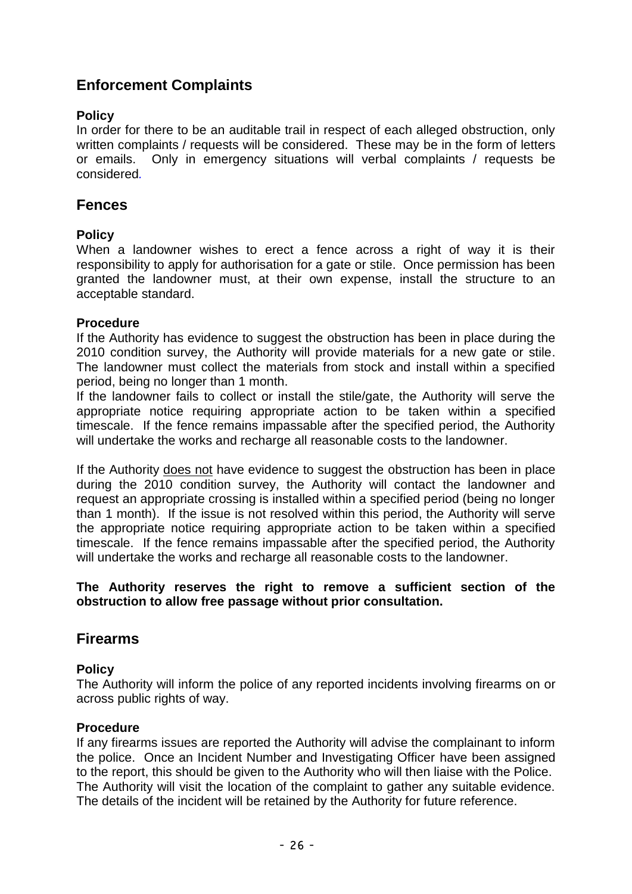## Enforcement Complaints

### Policy

In order for there to be an auditable trail in respect of each alleged obstruction, only written complaints / requests will be considered. These may be in the form of letters or emails. Only in emergency situations will verbal complaints / requests be considered.

## Fences

### Policy

When a landowner wishes to erect a fence across a right of way it is their responsibility to apply for authorisation for a gate or stile. Once permission has been granted the landowner must, at their own expense, install the structure to an acceptable standard.

### Procedure

If the Authority has evidence to suggest the obstruction has been in place during the 2010 condition survey, the Authority will provide materials for a new gate or stile. The landowner must collect the materials from stock and install within a specified period, being no longer than 1 month.

If the landowner fails to collect or install the stile/gate, the Authority will serve the appropriate notice requiring appropriate action to be taken within a specified timescale. If the fence remains impassable after the specified period, the Authority will undertake the works and recharge all reasonable costs to the landowner.

If the Authority does not have evidence to suggest the obstruction has been in place during the 2010 condition survey, the Authority will contact the landowner and request an appropriate crossing is installed within a specified period (being no longer than 1 month). If the issue is not resolved within this period, the Authority will serve the appropriate notice requiring appropriate action to be taken within a specified timescale. If the fence remains impassable after the specified period, the Authority will undertake the works and recharge all reasonable costs to the landowner.

**The Authority reserves the right to remove a sufficient section of the obstruction to allow free passage without prior consultation.**

## Firearms

### Policy

The Authority will inform the police of any reported incidents involving firearms on or across public rights of way.

### Procedure

If any firearms issues are reported the Authority will advise the complainant to inform the police. Once an Incident Number and Investigating Officer have been assigned to the report, this should be given to the Authority who will then liaise with the Police. The Authority will visit the location of the complaint to gather any suitable evidence. The details of the incident will be retained by the Authority for future reference.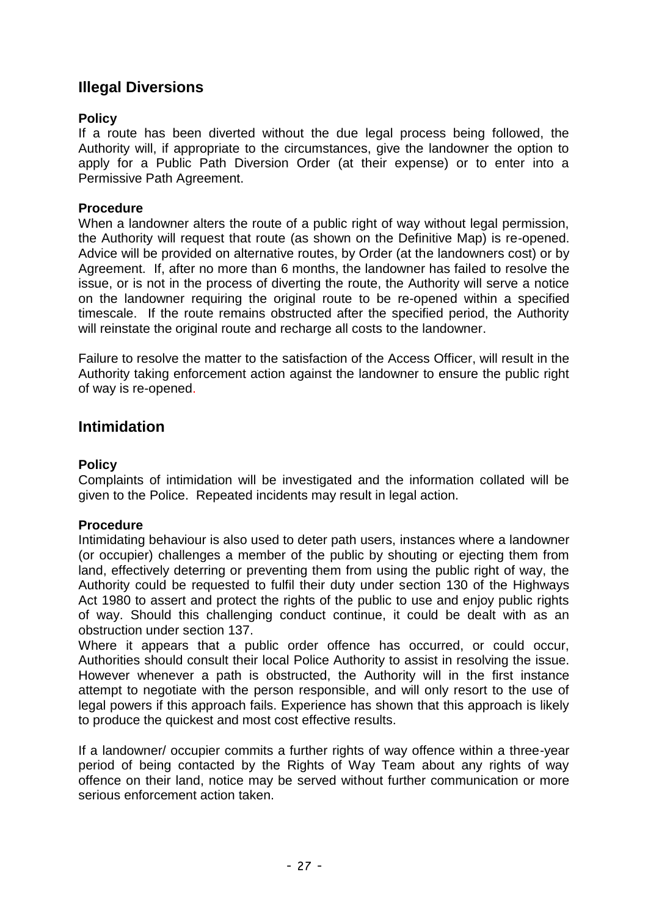## Illegal Diversions

### Policy

If a route has been diverted without the due legal process being followed, the Authority will, if appropriate to the circumstances, give the landowner the option to apply for a Public Path Diversion Order (at their expense) or to enter into a Permissive Path Agreement.

### Procedure

When a landowner alters the route of a public right of way without legal permission, the Authority will request that route (as shown on the Definitive Map) is re-opened. Advice will be provided on alternative routes, by Order (at the landowners cost) or by Agreement. If, after no more than 6 months, the landowner has failed to resolve the issue, or is not in the process of diverting the route, the Authority will serve a notice on the landowner requiring the original route to be re-opened within a specified timescale. If the route remains obstructed after the specified period, the Authority will reinstate the original route and recharge all costs to the landowner.

Failure to resolve the matter to the satisfaction of the Access Officer, will result in the Authority taking enforcement action against the landowner to ensure the public right of way is re-opened.

## Intimidation

### Policy

Complaints of intimidation will be investigated and the information collated will be given to the Police. Repeated incidents may result in legal action.

### Procedure

Intimidating behaviour is also used to deter path users, instances where a landowner (or occupier) challenges a member of the public by shouting or ejecting them from land, effectively deterring or preventing them from using the public right of way, the Authority could be requested to fulfil their duty under section 130 of the Highways Act 1980 to assert and protect the rights of the public to use and enjoy public rights of way. Should this challenging conduct continue, it could be dealt with as an obstruction under section 137.

Where it appears that a public order offence has occurred, or could occur, Authorities should consult their local Police Authority to assist in resolving the issue. However whenever a path is obstructed, the Authority will in the first instance attempt to negotiate with the person responsible, and will only resort to the use of legal powers if this approach fails. Experience has shown that this approach is likely to produce the quickest and most cost effective results.

If a landowner/ occupier commits a further rights of way offence within a three-year period of being contacted by the Rights of Way Team about any rights of way offence on their land, notice may be served without further communication or more serious enforcement action taken.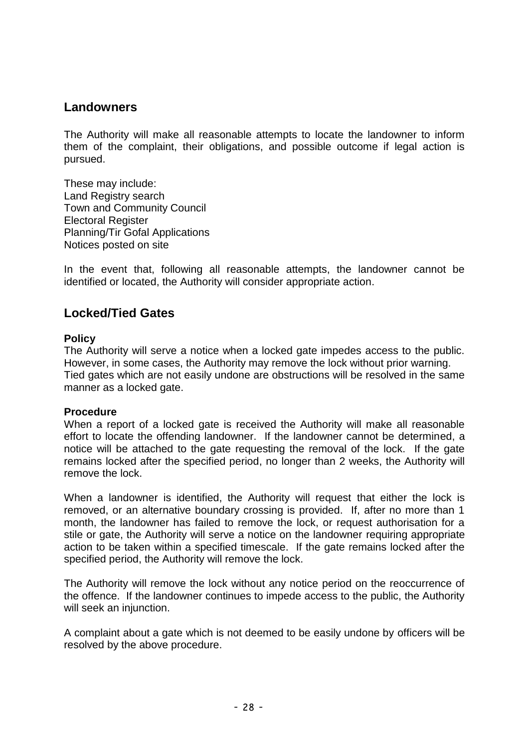## Landowners

The Authority will make all reasonable attempts to locate the landowner to inform them of the complaint, their obligations, and possible outcome if legal action is pursued.

These may include:
Land Registry search
Town and Community Council
Electoral Register
Planning/Tir Gofal Applications
Notices posted on site

In the event that, following all reasonable attempts, the landowner cannot be identified or located, the Authority will consider appropriate action.

## Locked/Tied Gates

**Policy**
The Authority will serve a notice when a locked gate impedes access to the public. However, in some cases, the Authority may remove the lock without prior warning. Tied gates which are not easily undone are obstructions will be resolved in the same manner as a locked gate.

**Procedure**
When a report of a locked gate is received the Authority will make all reasonable effort to locate the offending landowner. If the landowner cannot be determined, a notice will be attached to the gate requesting the removal of the lock. If the gate remains locked after the specified period, no longer than 2 weeks, the Authority will remove the lock.

When a landowner is identified, the Authority will request that either the lock is removed, or an alternative boundary crossing is provided. If, after no more than 1 month, the landowner has failed to remove the lock, or request authorisation for a stile or gate, the Authority will serve a notice on the landowner requiring appropriate action to be taken within a specified timescale. If the gate remains locked after the specified period, the Authority will remove the lock.

The Authority will remove the lock without any notice period on the reoccurrence of the offence. If the landowner continues to impede access to the public, the Authority will seek an injunction.

A complaint about a gate which is not deemed to be easily undone by officers will be resolved by the above procedure.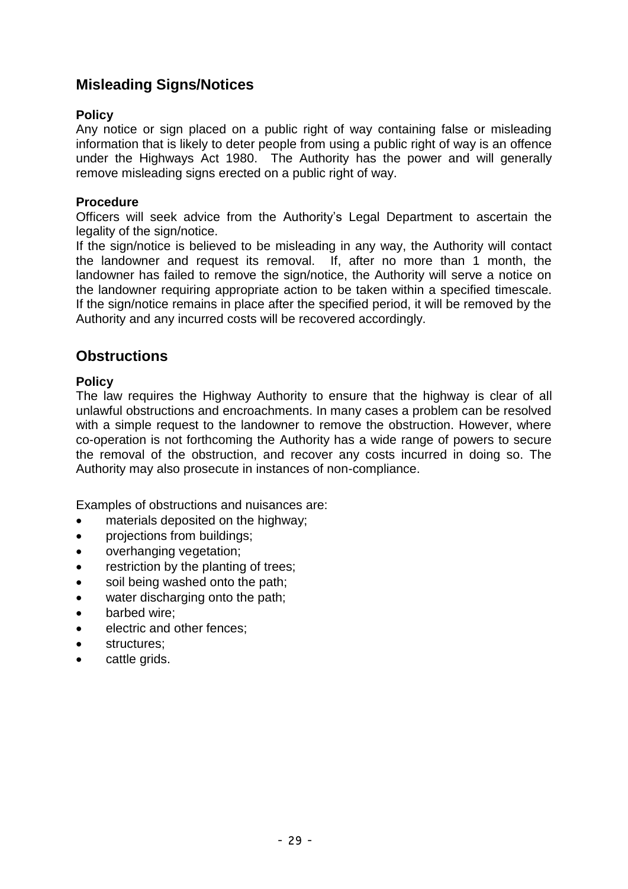## Misleading Signs/Notices

**Policy**

Any notice or sign placed on a public right of way containing false or misleading information that is likely to deter people from using a public right of way is an offence under the Highways Act 1980. The Authority has the power and will generally remove misleading signs erected on a public right of way.

**Procedure**

Officers will seek advice from the Authority's Legal Department to ascertain the legality of the sign/notice.

If the sign/notice is believed to be misleading in any way, the Authority will contact the landowner and request its removal. If, after no more than 1 month, the landowner has failed to remove the sign/notice, the Authority will serve a notice on the landowner requiring appropriate action to be taken within a specified timescale. If the sign/notice remains in place after the specified period, it will be removed by the Authority and any incurred costs will be recovered accordingly.

## Obstructions

**Policy**

The law requires the Highway Authority to ensure that the highway is clear of all unlawful obstructions and encroachments. In many cases a problem can be resolved with a simple request to the landowner to remove the obstruction. However, where co-operation is not forthcoming the Authority has a wide range of powers to secure the removal of the obstruction, and recover any costs incurred in doing so. The Authority may also prosecute in instances of non-compliance.

Examples of obstructions and nuisances are:

- materials deposited on the highway;
- projections from buildings;
- overhanging vegetation;
- restriction by the planting of trees;
- soil being washed onto the path;
- water discharging onto the path;
- barbed wire;
- electric and other fences;
- structures;
- cattle grids.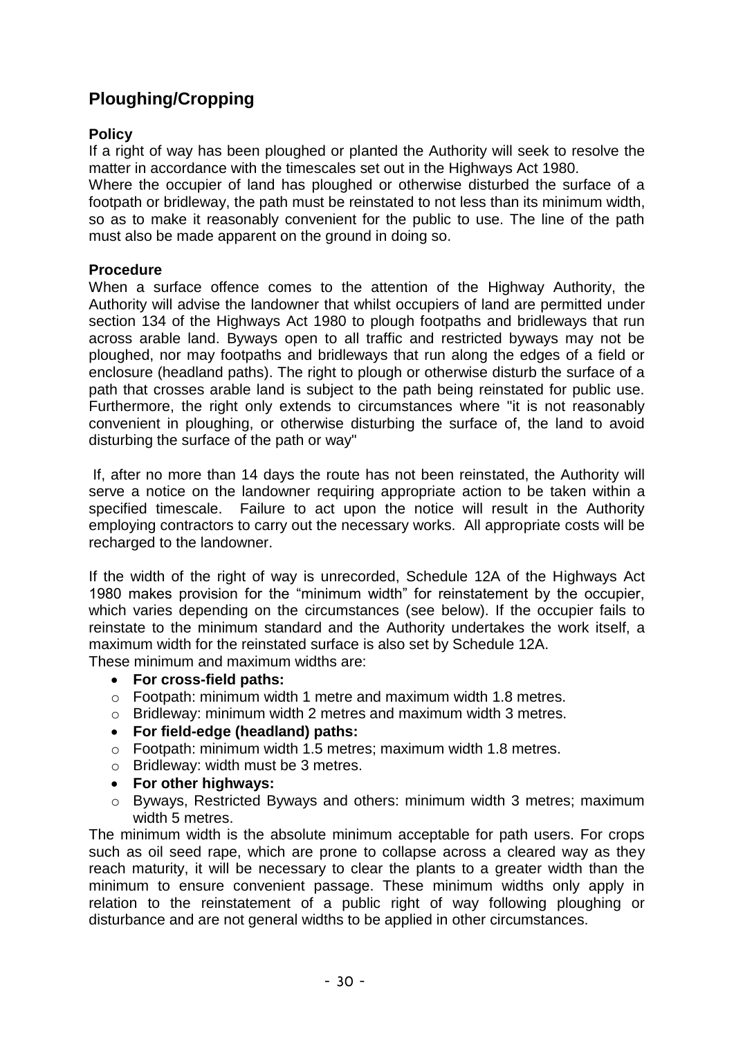## Ploughing/Cropping

### Policy

If a right of way has been ploughed or planted the Authority will seek to resolve the matter in accordance with the timescales set out in the Highways Act 1980.

Where the occupier of land has ploughed or otherwise disturbed the surface of a footpath or bridleway, the path must be reinstated to not less than its minimum width, so as to make it reasonably convenient for the public to use. The line of the path must also be made apparent on the ground in doing so.

### Procedure

When a surface offence comes to the attention of the Highway Authority, the Authority will advise the landowner that whilst occupiers of land are permitted under section 134 of the Highways Act 1980 to plough footpaths and bridleways that run across arable land. Byways open to all traffic and restricted byways may not be ploughed, nor may footpaths and bridleways that run along the edges of a field or enclosure (headland paths). The right to plough or otherwise disturb the surface of a path that crosses arable land is subject to the path being reinstated for public use. Furthermore, the right only extends to circumstances where "it is not reasonably convenient in ploughing, or otherwise disturbing the surface of, the land to avoid disturbing the surface of the path or way"

If, after no more than 14 days the route has not been reinstated, the Authority will serve a notice on the landowner requiring appropriate action to be taken within a specified timescale. Failure to act upon the notice will result in the Authority employing contractors to carry out the necessary works. All appropriate costs will be recharged to the landowner.

If the width of the right of way is unrecorded, Schedule 12A of the Highways Act 1980 makes provision for the "minimum width" for reinstatement by the occupier, which varies depending on the circumstances (see below). If the occupier fails to reinstate to the minimum standard and the Authority undertakes the work itself, a maximum width for the reinstated surface is also set by Schedule 12A.

These minimum and maximum widths are:

- **For cross-field paths:**
  - Footpath: minimum width 1 metre and maximum width 1.8 metres.
  - Bridleway: minimum width 2 metres and maximum width 3 metres.
- **For field-edge (headland) paths:**
  - Footpath: minimum width 1.5 metres; maximum width 1.8 metres.
  - Bridleway: width must be 3 metres.
- **For other highways:**
  - Byways, Restricted Byways and others: minimum width 3 metres; maximum width 5 metres.

The minimum width is the absolute minimum acceptable for path users. For crops such as oil seed rape, which are prone to collapse across a cleared way as they reach maturity, it will be necessary to clear the plants to a greater width than the minimum to ensure convenient passage. These minimum widths only apply in relation to the reinstatement of a public right of way following ploughing or disturbance and are not general widths to be applied in other circumstances.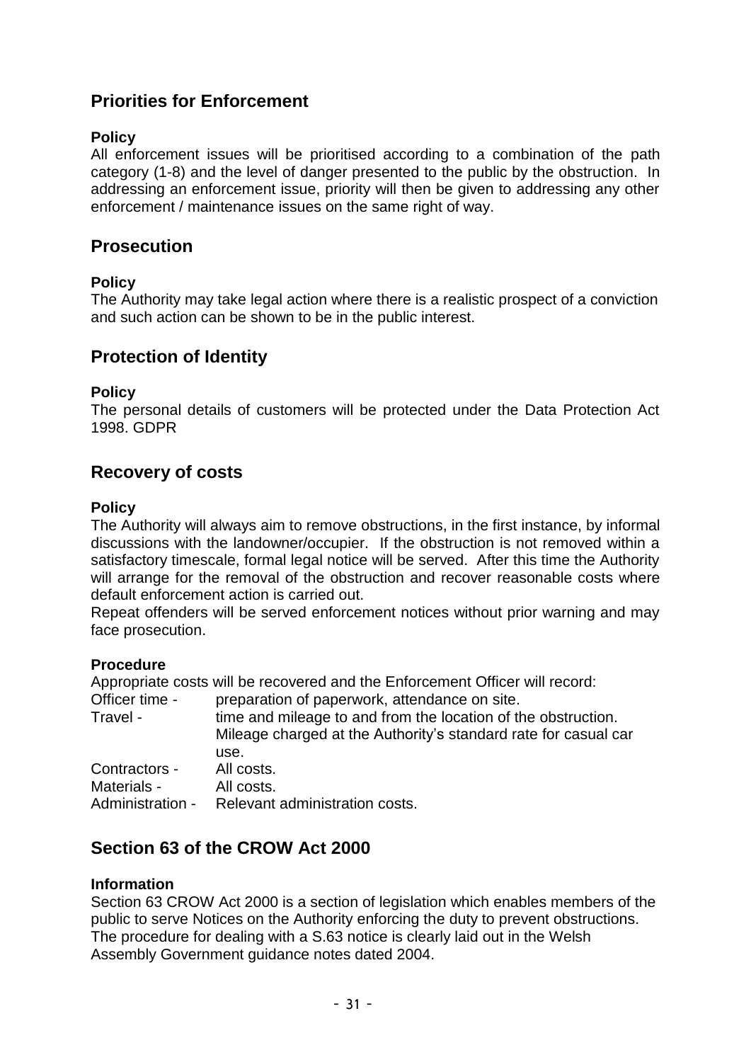## Priorities for Enforcement

**Policy**

All enforcement issues will be prioritised according to a combination of the path category (1-8) and the level of danger presented to the public by the obstruction. In addressing an enforcement issue, priority will then be given to addressing any other enforcement / maintenance issues on the same right of way.

## Prosecution

**Policy**

The Authority may take legal action where there is a realistic prospect of a conviction and such action can be shown to be in the public interest.

## Protection of Identity

**Policy**

The personal details of customers will be protected under the Data Protection Act 1998. GDPR

## Recovery of costs

**Policy**

The Authority will always aim to remove obstructions, in the first instance, by informal discussions with the landowner/occupier. If the obstruction is not removed within a satisfactory timescale, formal legal notice will be served. After this time the Authority will arrange for the removal of the obstruction and recover reasonable costs where default enforcement action is carried out.

Repeat offenders will be served enforcement notices without prior warning and may face prosecution.

**Procedure**

Appropriate costs will be recovered and the Enforcement Officer will record:

| | |
|---|---|
| Officer time - | preparation of paperwork, attendance on site. |
| Travel - | time and mileage to and from the location of the obstruction. Mileage charged at the Authority's standard rate for casual car use. |
| Contractors - | All costs. |
| Materials - | All costs. |
| Administration - | Relevant administration costs. |

## Section 63 of the CROW Act 2000

**Information**

Section 63 CROW Act 2000 is a section of legislation which enables members of the public to serve Notices on the Authority enforcing the duty to prevent obstructions. The procedure for dealing with a S.63 notice is clearly laid out in the Welsh Assembly Government guidance notes dated 2004.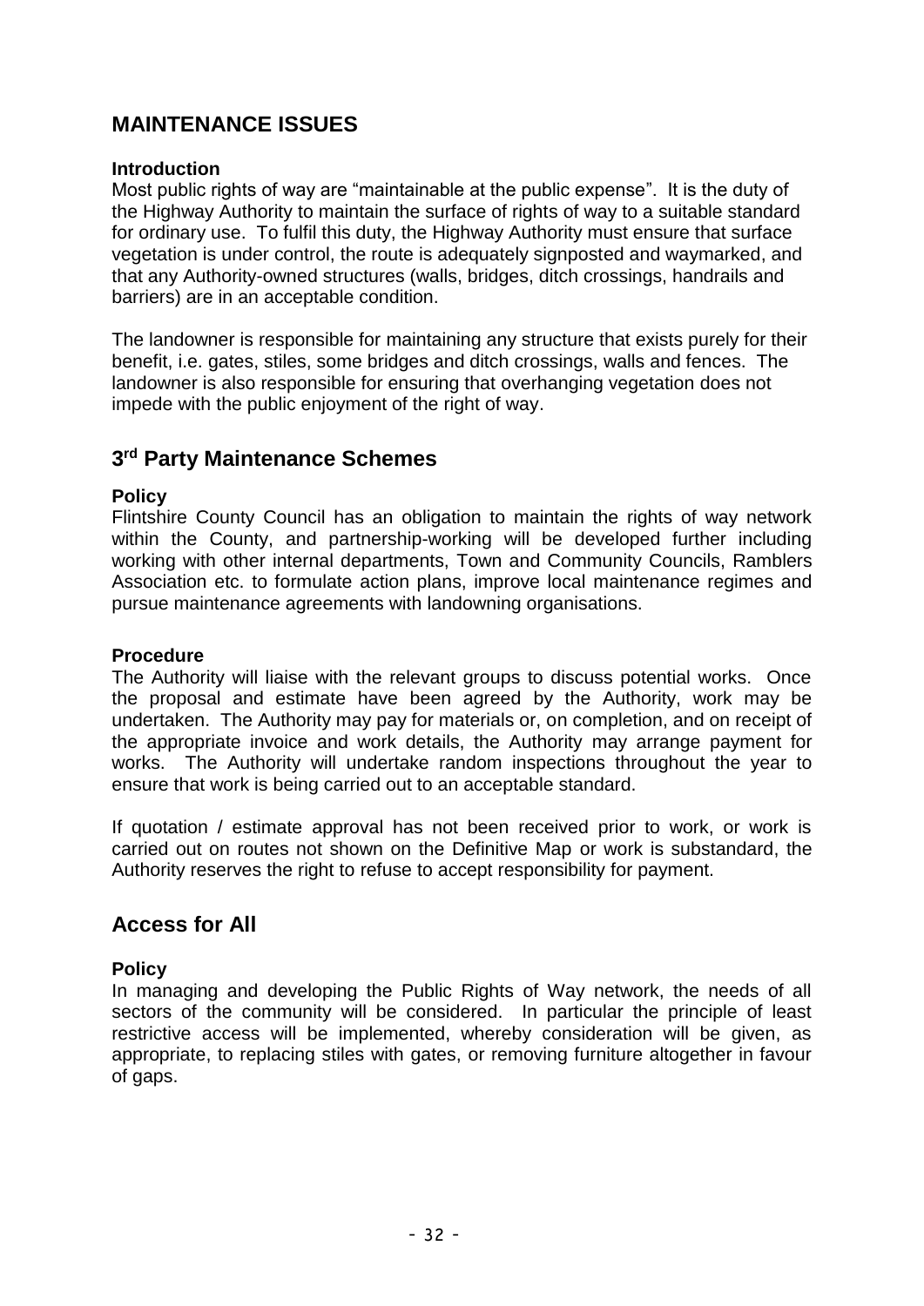## MAINTENANCE ISSUES

### Introduction

Most public rights of way are "maintainable at the public expense". It is the duty of the Highway Authority to maintain the surface of rights of way to a suitable standard for ordinary use. To fulfil this duty, the Highway Authority must ensure that surface vegetation is under control, the route is adequately signposted and waymarked, and that any Authority-owned structures (walls, bridges, ditch crossings, handrails and barriers) are in an acceptable condition.

The landowner is responsible for maintaining any structure that exists purely for their benefit, i.e. gates, stiles, some bridges and ditch crossings, walls and fences. The landowner is also responsible for ensuring that overhanging vegetation does not impede with the public enjoyment of the right of way.

## 3rd Party Maintenance Schemes

### Policy

Flintshire County Council has an obligation to maintain the rights of way network within the County, and partnership-working will be developed further including working with other internal departments, Town and Community Councils, Ramblers Association etc. to formulate action plans, improve local maintenance regimes and pursue maintenance agreements with landowning organisations.

### Procedure

The Authority will liaise with the relevant groups to discuss potential works. Once the proposal and estimate have been agreed by the Authority, work may be undertaken. The Authority may pay for materials or, on completion, and on receipt of the appropriate invoice and work details, the Authority may arrange payment for works. The Authority will undertake random inspections throughout the year to ensure that work is being carried out to an acceptable standard.

If quotation / estimate approval has not been received prior to work, or work is carried out on routes not shown on the Definitive Map or work is substandard, the Authority reserves the right to refuse to accept responsibility for payment.

## Access for All

### Policy

In managing and developing the Public Rights of Way network, the needs of all sectors of the community will be considered. In particular the principle of least restrictive access will be implemented, whereby consideration will be given, as appropriate, to replacing stiles with gates, or removing furniture altogether in favour of gaps.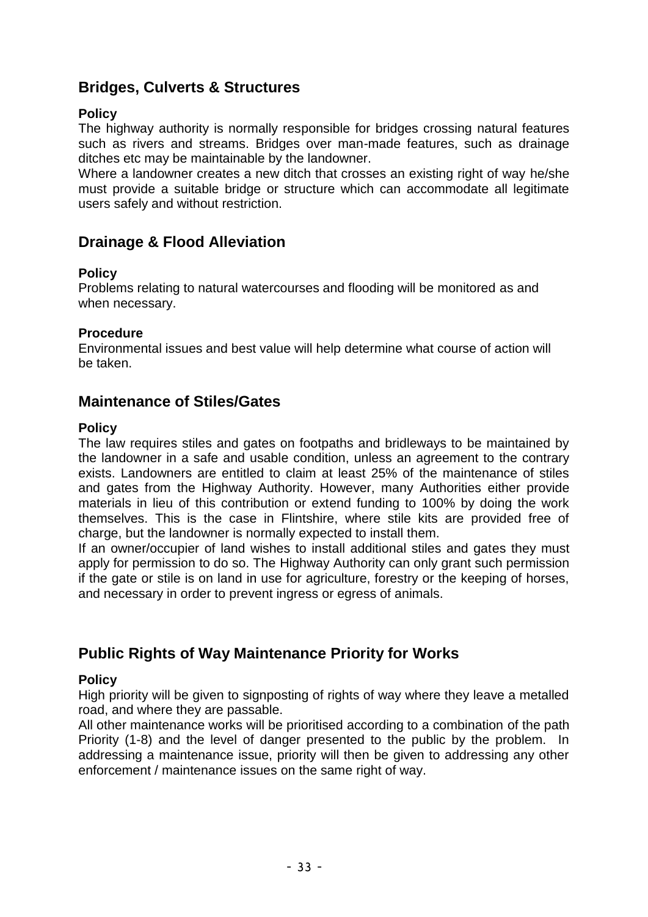## Bridges, Culverts & Structures

**Policy**

The highway authority is normally responsible for bridges crossing natural features such as rivers and streams. Bridges over man-made features, such as drainage ditches etc may be maintainable by the landowner.

Where a landowner creates a new ditch that crosses an existing right of way he/she must provide a suitable bridge or structure which can accommodate all legitimate users safely and without restriction.

## Drainage & Flood Alleviation

**Policy**

Problems relating to natural watercourses and flooding will be monitored as and when necessary.

**Procedure**

Environmental issues and best value will help determine what course of action will be taken.

## Maintenance of Stiles/Gates

**Policy**

The law requires stiles and gates on footpaths and bridleways to be maintained by the landowner in a safe and usable condition, unless an agreement to the contrary exists. Landowners are entitled to claim at least 25% of the maintenance of stiles and gates from the Highway Authority. However, many Authorities either provide materials in lieu of this contribution or extend funding to 100% by doing the work themselves. This is the case in Flintshire, where stile kits are provided free of charge, but the landowner is normally expected to install them.

If an owner/occupier of land wishes to install additional stiles and gates they must apply for permission to do so. The Highway Authority can only grant such permission if the gate or stile is on land in use for agriculture, forestry or the keeping of horses, and necessary in order to prevent ingress or egress of animals.

## Public Rights of Way Maintenance Priority for Works

**Policy**

High priority will be given to signposting of rights of way where they leave a metalled road, and where they are passable.

All other maintenance works will be prioritised according to a combination of the path Priority (1-8) and the level of danger presented to the public by the problem. In addressing a maintenance issue, priority will then be given to addressing any other enforcement / maintenance issues on the same right of way.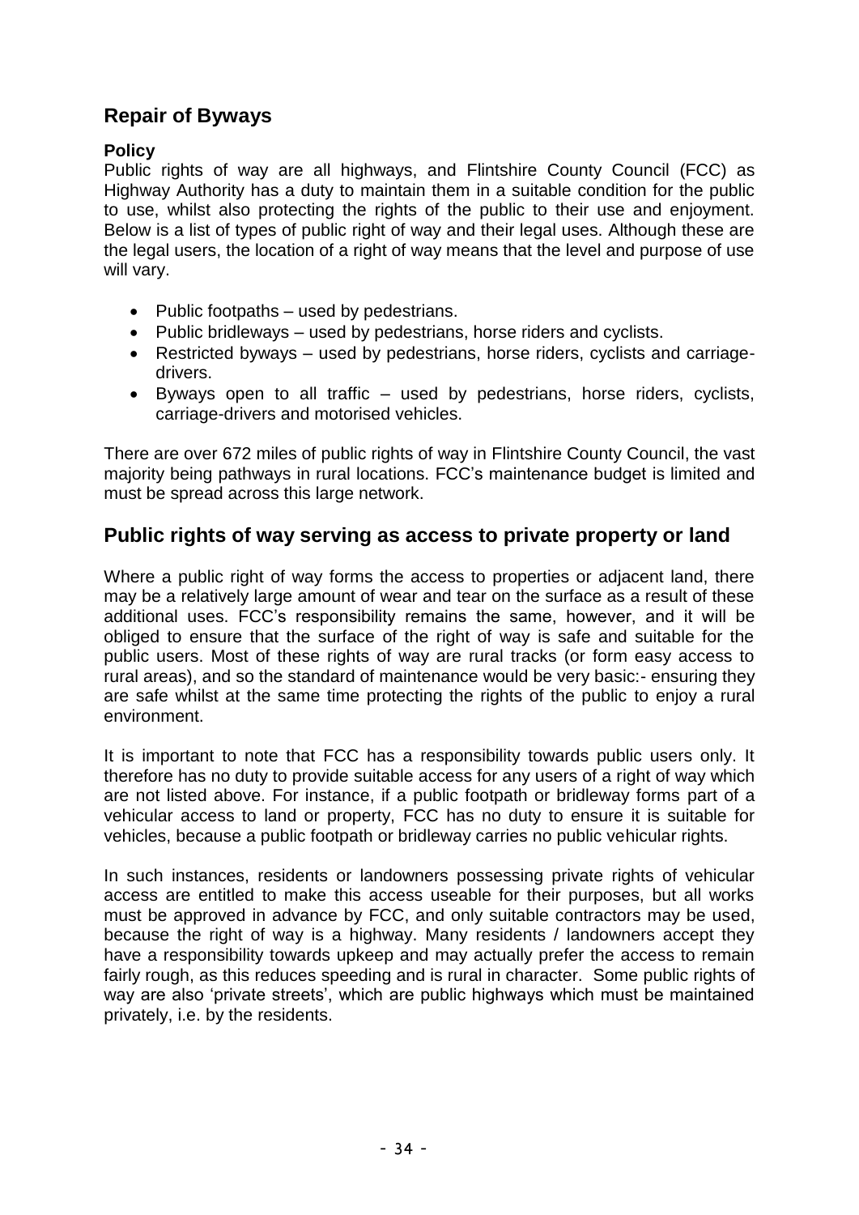## Repair of Byways

### Policy

Public rights of way are all highways, and Flintshire County Council (FCC) as Highway Authority has a duty to maintain them in a suitable condition for the public to use, whilst also protecting the rights of the public to their use and enjoyment. Below is a list of types of public right of way and their legal uses. Although these are the legal users, the location of a right of way means that the level and purpose of use will vary.

- Public footpaths – used by pedestrians.
- Public bridleways – used by pedestrians, horse riders and cyclists.
- Restricted byways – used by pedestrians, horse riders, cyclists and carriage-drivers.
- Byways open to all traffic – used by pedestrians, horse riders, cyclists, carriage-drivers and motorised vehicles.

There are over 672 miles of public rights of way in Flintshire County Council, the vast majority being pathways in rural locations. FCC's maintenance budget is limited and must be spread across this large network.

## Public rights of way serving as access to private property or land

Where a public right of way forms the access to properties or adjacent land, there may be a relatively large amount of wear and tear on the surface as a result of these additional uses. FCC's responsibility remains the same, however, and it will be obliged to ensure that the surface of the right of way is safe and suitable for the public users. Most of these rights of way are rural tracks (or form easy access to rural areas), and so the standard of maintenance would be very basic:- ensuring they are safe whilst at the same time protecting the rights of the public to enjoy a rural environment.

It is important to note that FCC has a responsibility towards public users only. It therefore has no duty to provide suitable access for any users of a right of way which are not listed above. For instance, if a public footpath or bridleway forms part of a vehicular access to land or property, FCC has no duty to ensure it is suitable for vehicles, because a public footpath or bridleway carries no public vehicular rights.

In such instances, residents or landowners possessing private rights of vehicular access are entitled to make this access useable for their purposes, but all works must be approved in advance by FCC, and only suitable contractors may be used, because the right of way is a highway. Many residents / landowners accept they have a responsibility towards upkeep and may actually prefer the access to remain fairly rough, as this reduces speeding and is rural in character. Some public rights of way are also 'private streets', which are public highways which must be maintained privately, i.e. by the residents.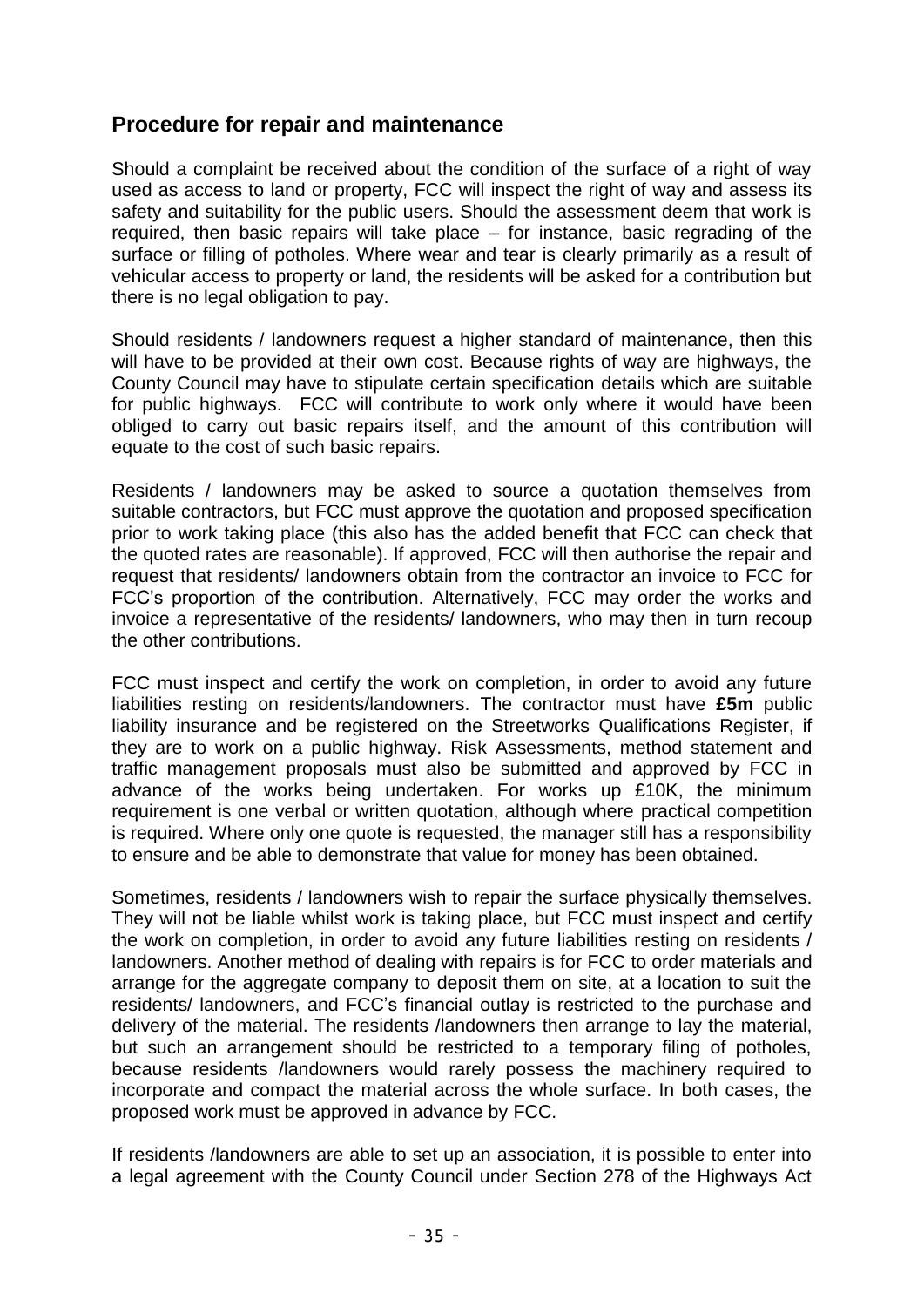## Procedure for repair and maintenance

Should a complaint be received about the condition of the surface of a right of way used as access to land or property, FCC will inspect the right of way and assess its safety and suitability for the public users. Should the assessment deem that work is required, then basic repairs will take place – for instance, basic regrading of the surface or filling of potholes. Where wear and tear is clearly primarily as a result of vehicular access to property or land, the residents will be asked for a contribution but there is no legal obligation to pay.

Should residents / landowners request a higher standard of maintenance, then this will have to be provided at their own cost. Because rights of way are highways, the County Council may have to stipulate certain specification details which are suitable for public highways. FCC will contribute to work only where it would have been obliged to carry out basic repairs itself, and the amount of this contribution will equate to the cost of such basic repairs.

Residents / landowners may be asked to source a quotation themselves from suitable contractors, but FCC must approve the quotation and proposed specification prior to work taking place (this also has the added benefit that FCC can check that the quoted rates are reasonable). If approved, FCC will then authorise the repair and request that residents/ landowners obtain from the contractor an invoice to FCC for FCC's proportion of the contribution. Alternatively, FCC may order the works and invoice a representative of the residents/ landowners, who may then in turn recoup the other contributions.

FCC must inspect and certify the work on completion, in order to avoid any future liabilities resting on residents/landowners. The contractor must have **£5m** public liability insurance and be registered on the Streetworks Qualifications Register, if they are to work on a public highway. Risk Assessments, method statement and traffic management proposals must also be submitted and approved by FCC in advance of the works being undertaken. For works up £10K, the minimum requirement is one verbal or written quotation, although where practical competition is required. Where only one quote is requested, the manager still has a responsibility to ensure and be able to demonstrate that value for money has been obtained.

Sometimes, residents / landowners wish to repair the surface physically themselves. They will not be liable whilst work is taking place, but FCC must inspect and certify the work on completion, in order to avoid any future liabilities resting on residents / landowners. Another method of dealing with repairs is for FCC to order materials and arrange for the aggregate company to deposit them on site, at a location to suit the residents/ landowners, and FCC's financial outlay is restricted to the purchase and delivery of the material. The residents /landowners then arrange to lay the material, but such an arrangement should be restricted to a temporary filing of potholes, because residents /landowners would rarely possess the machinery required to incorporate and compact the material across the whole surface. In both cases, the proposed work must be approved in advance by FCC.

If residents /landowners are able to set up an association, it is possible to enter into a legal agreement with the County Council under Section 278 of the Highways Act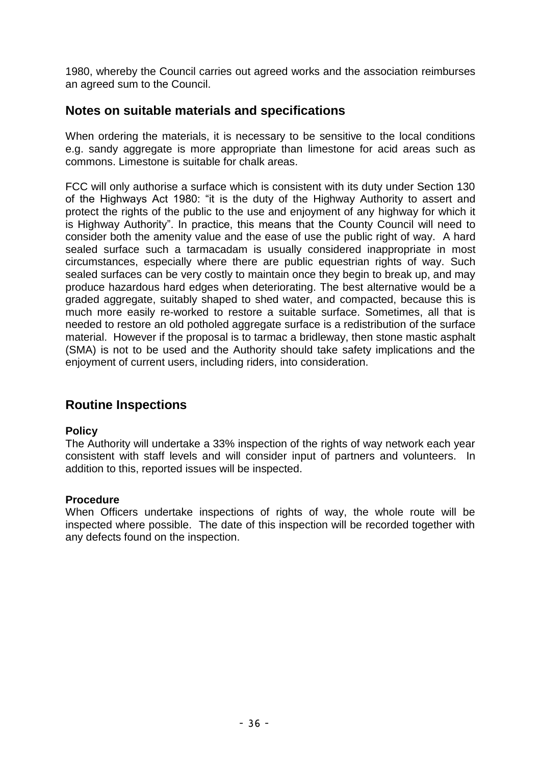1980, whereby the Council carries out agreed works and the association reimburses an agreed sum to the Council.

## Notes on suitable materials and specifications

When ordering the materials, it is necessary to be sensitive to the local conditions e.g. sandy aggregate is more appropriate than limestone for acid areas such as commons. Limestone is suitable for chalk areas.

FCC will only authorise a surface which is consistent with its duty under Section 130 of the Highways Act 1980: "it is the duty of the Highway Authority to assert and protect the rights of the public to the use and enjoyment of any highway for which it is Highway Authority". In practice, this means that the County Council will need to consider both the amenity value and the ease of use the public right of way. A hard sealed surface such a tarmacadam is usually considered inappropriate in most circumstances, especially where there are public equestrian rights of way. Such sealed surfaces can be very costly to maintain once they begin to break up, and may produce hazardous hard edges when deteriorating. The best alternative would be a graded aggregate, suitably shaped to shed water, and compacted, because this is much more easily re-worked to restore a suitable surface. Sometimes, all that is needed to restore an old potholed aggregate surface is a redistribution of the surface material. However if the proposal is to tarmac a bridleway, then stone mastic asphalt (SMA) is not to be used and the Authority should take safety implications and the enjoyment of current users, including riders, into consideration.

## Routine Inspections

**Policy**
The Authority will undertake a 33% inspection of the rights of way network each year consistent with staff levels and will consider input of partners and volunteers. In addition to this, reported issues will be inspected.

**Procedure**
When Officers undertake inspections of rights of way, the whole route will be inspected where possible. The date of this inspection will be recorded together with any defects found on the inspection.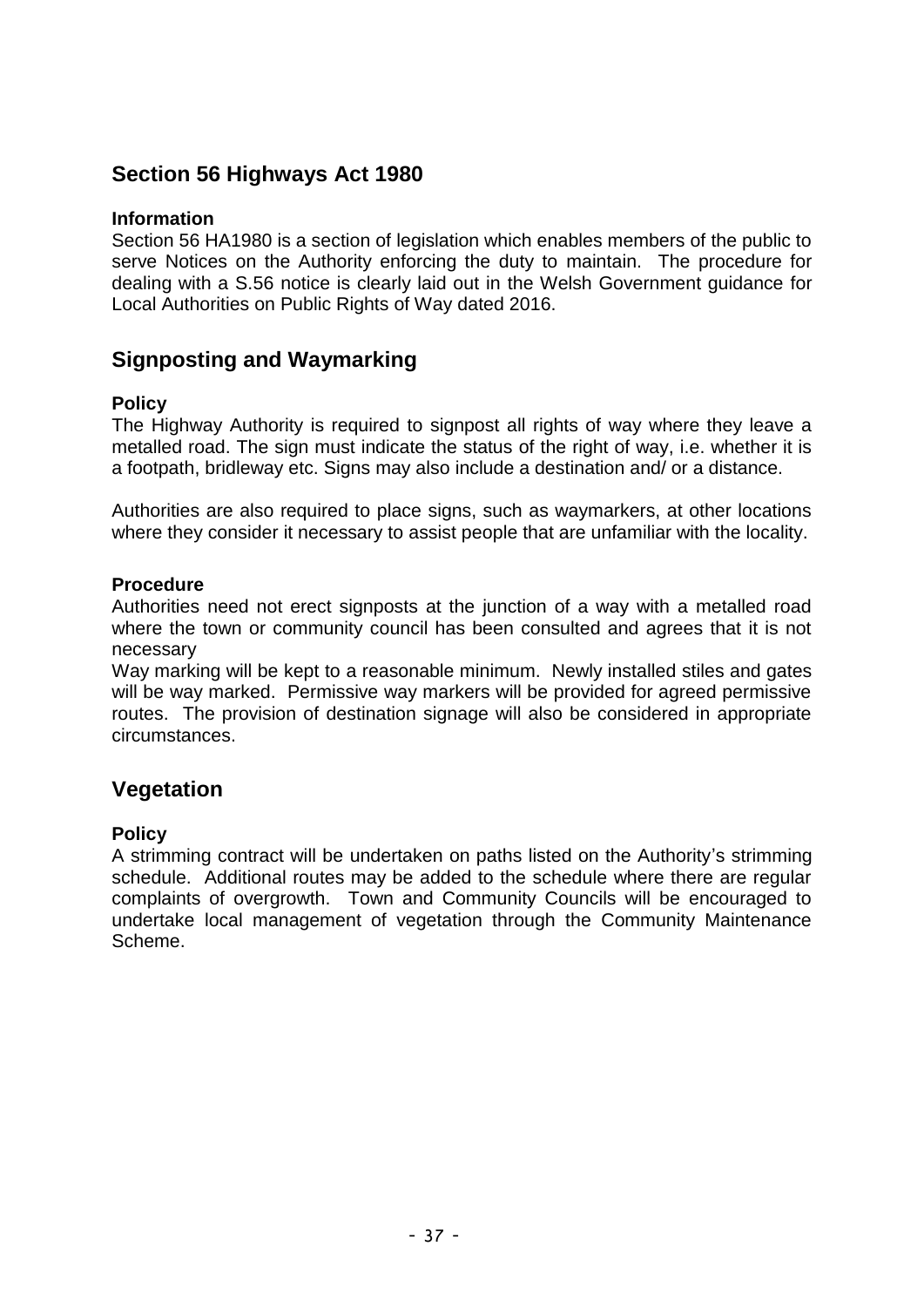## Section 56 Highways Act 1980

### Information

Section 56 HA1980 is a section of legislation which enables members of the public to serve Notices on the Authority enforcing the duty to maintain. The procedure for dealing with a S.56 notice is clearly laid out in the Welsh Government guidance for Local Authorities on Public Rights of Way dated 2016.

## Signposting and Waymarking

### Policy

The Highway Authority is required to signpost all rights of way where they leave a metalled road. The sign must indicate the status of the right of way, i.e. whether it is a footpath, bridleway etc. Signs may also include a destination and/ or a distance.

Authorities are also required to place signs, such as waymarkers, at other locations where they consider it necessary to assist people that are unfamiliar with the locality.

### Procedure

Authorities need not erect signposts at the junction of a way with a metalled road where the town or community council has been consulted and agrees that it is not necessary

Way marking will be kept to a reasonable minimum. Newly installed stiles and gates will be way marked. Permissive way markers will be provided for agreed permissive routes. The provision of destination signage will also be considered in appropriate circumstances.

## Vegetation

### Policy

A strimming contract will be undertaken on paths listed on the Authority's strimming schedule. Additional routes may be added to the schedule where there are regular complaints of overgrowth. Town and Community Councils will be encouraged to undertake local management of vegetation through the Community Maintenance Scheme.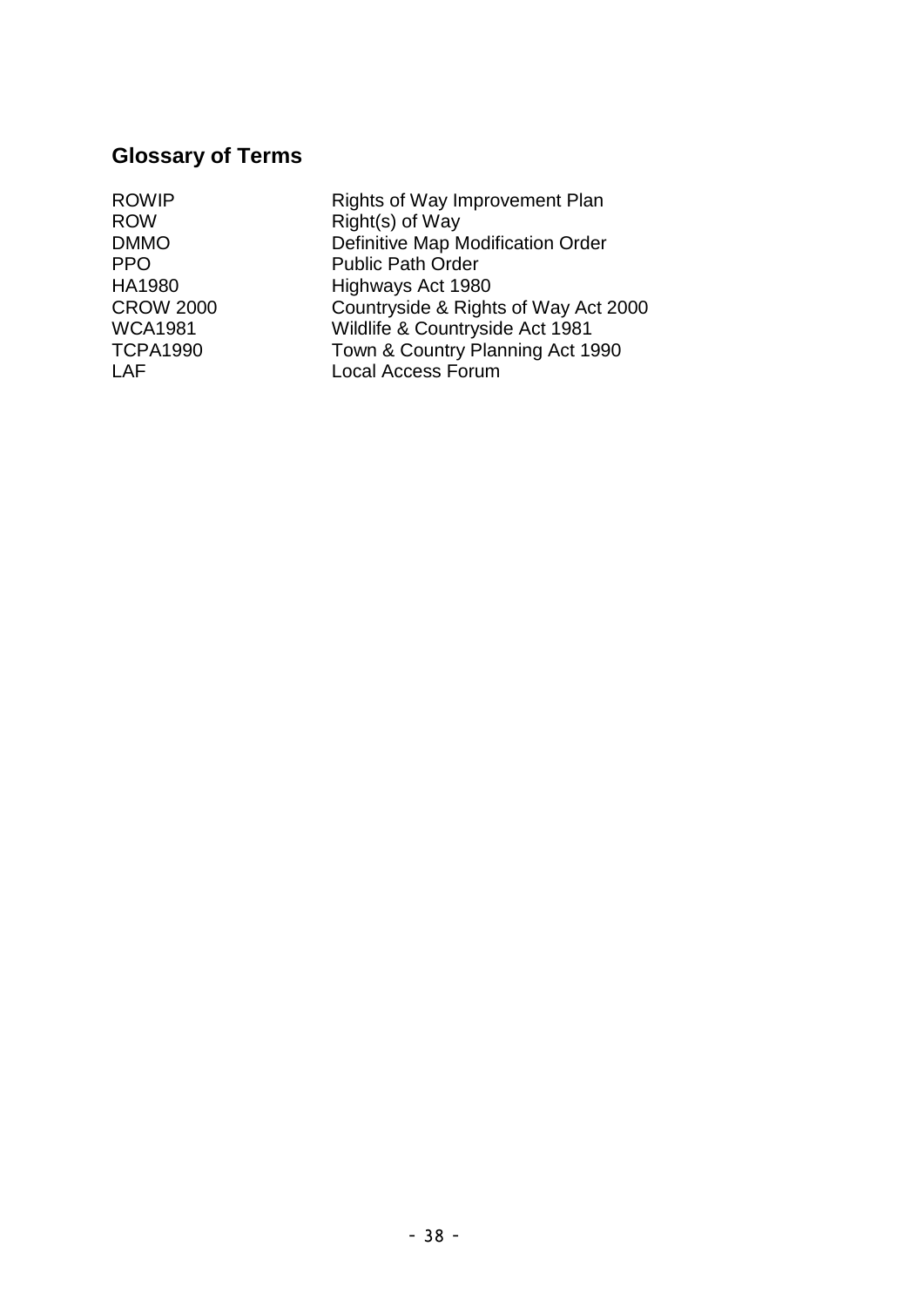## Glossary of Terms

| | |
|---|---|
| ROWIP | Rights of Way Improvement Plan |
| ROW | Right(s) of Way |
| DMMO | Definitive Map Modification Order |
| PPO | Public Path Order |
| HA1980 | Highways Act 1980 |
| CROW 2000 | Countryside & Rights of Way Act 2000 |
| WCA1981 | Wildlife & Countryside Act 1981 |
| TCPA1990 | Town & Country Planning Act 1990 |
| LAF | Local Access Forum |